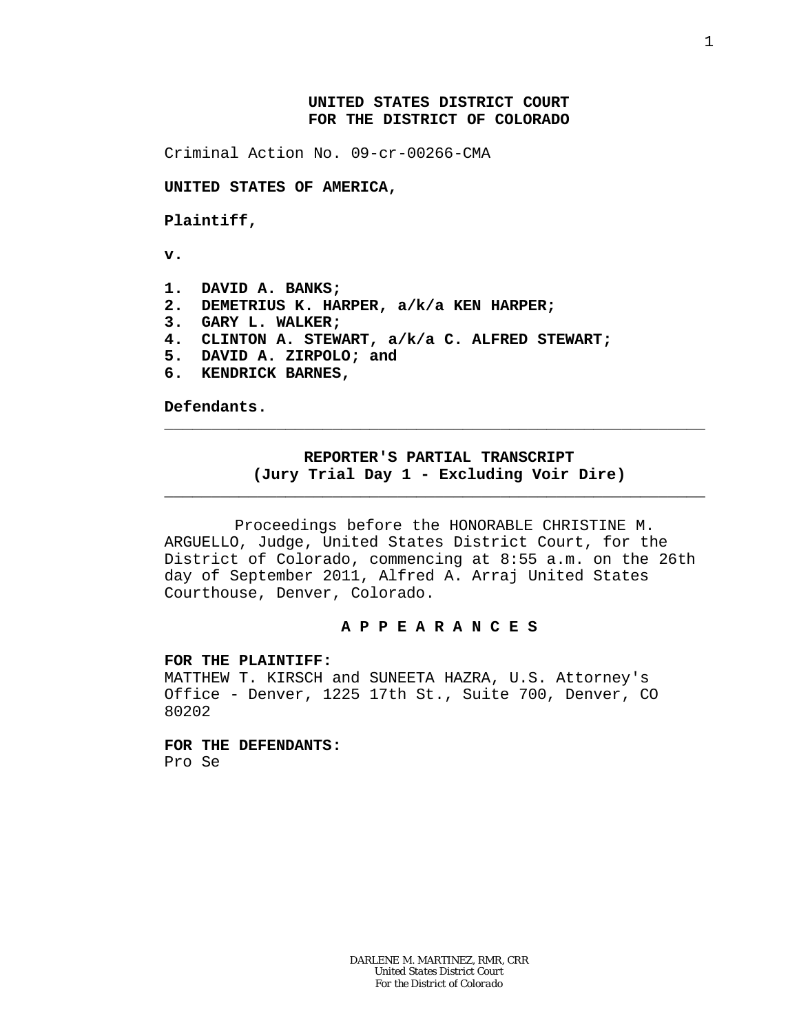**UNITED STATES DISTRICT COURT**
**FOR THE DISTRICT OF COLORADO**

Criminal Action No. 09-cr-00266-CMA

**UNITED STATES OF AMERICA,**

**Plaintiff,**

**v.**

1. **DAVID A. BANKS;**
2. **DEMETRIUS K. HARPER, a/k/a KEN HARPER;**
3. **GARY L. WALKER;**
4. **CLINTON A. STEWART, a/k/a C. ALFRED STEWART;**
5. **DAVID A. ZIRPOLO; and**
6. **KENDRICK BARNES,**

**Defendants.**

---

**REPORTER'S PARTIAL TRANSCRIPT**
**(Jury Trial Day 1 - Excluding Voir Dire)**

---

Proceedings before the HONORABLE CHRISTINE M. ARGUELLO, Judge, United States District Court, for the District of Colorado, commencing at 8:55 a.m. on the 26th day of September 2011, Alfred A. Arraj United States Courthouse, Denver, Colorado.

**A P P E A R A N C E S**

**FOR THE PLAINTIFF:**
MATTHEW T. KIRSCH and SUNEETA HAZRA, U.S. Attorney's Office - Denver, 1225 17th St., Suite 700, Denver, CO 80202

**FOR THE DEFENDANTS:**
Pro Se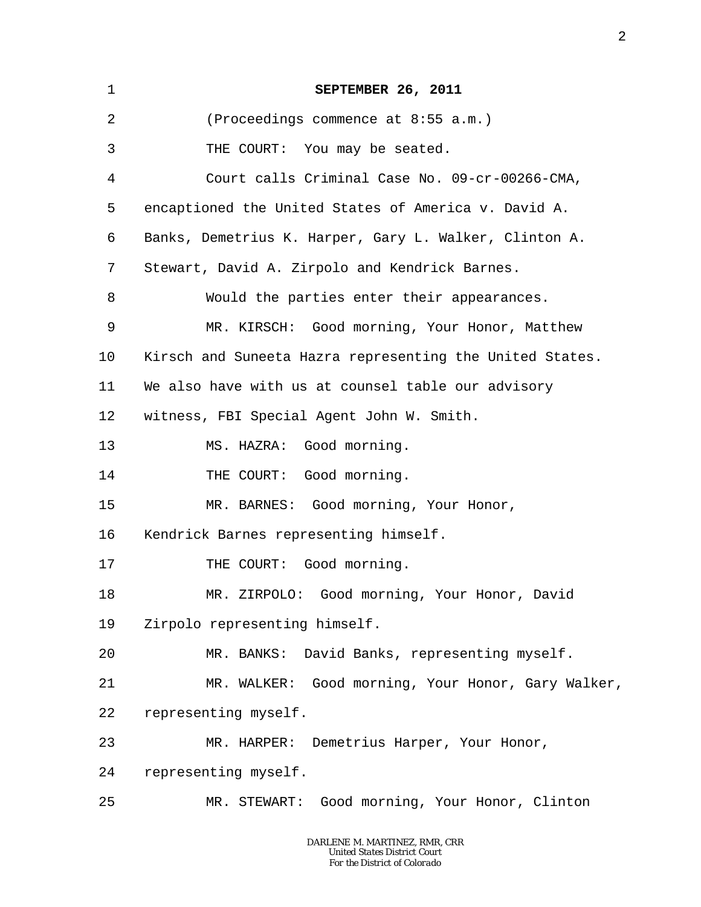**SEPTEMBER 26, 2011**

(Proceedings commence at 8:55 a.m.)

THE COURT: You may be seated.

Court calls Criminal Case No. 09-cr-00266-CMA, encaptioned the United States of America v. David A. Banks, Demetrius K. Harper, Gary L. Walker, Clinton A. Stewart, David A. Zirpolo and Kendrick Barnes.

Would the parties enter their appearances.

MR. KIRSCH: Good morning, Your Honor, Matthew Kirsch and Suneeta Hazra representing the United States. We also have with us at counsel table our advisory witness, FBI Special Agent John W. Smith.

MS. HAZRA: Good morning.

THE COURT: Good morning.

MR. BARNES: Good morning, Your Honor, Kendrick Barnes representing himself.

THE COURT: Good morning.

MR. ZIRPOLO: Good morning, Your Honor, David Zirpolo representing himself.

MR. BANKS: David Banks, representing myself.

MR. WALKER: Good morning, Your Honor, Gary Walker, representing myself.

MR. HARPER: Demetrius Harper, Your Honor, representing myself.

MR. STEWART: Good morning, Your Honor, Clinton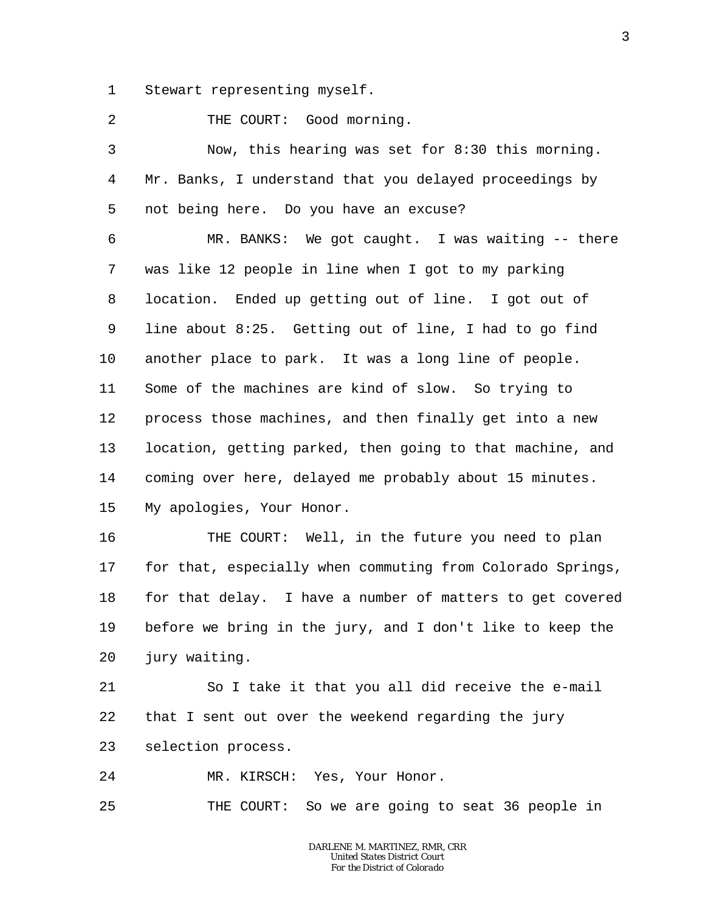Stewart representing myself.

THE COURT: Good morning.

Now, this hearing was set for 8:30 this morning. Mr. Banks, I understand that you delayed proceedings by not being here. Do you have an excuse?

MR. BANKS: We got caught. I was waiting -- there was like 12 people in line when I got to my parking location. Ended up getting out of line. I got out of line about 8:25. Getting out of line, I had to go find another place to park. It was a long line of people. Some of the machines are kind of slow. So trying to process those machines, and then finally get into a new location, getting parked, then going to that machine, and coming over here, delayed me probably about 15 minutes. My apologies, Your Honor.

THE COURT: Well, in the future you need to plan for that, especially when commuting from Colorado Springs, for that delay. I have a number of matters to get covered before we bring in the jury, and I don't like to keep the jury waiting.

So I take it that you all did receive the e-mail that I sent out over the weekend regarding the jury selection process.

MR. KIRSCH: Yes, Your Honor.

THE COURT: So we are going to seat 36 people in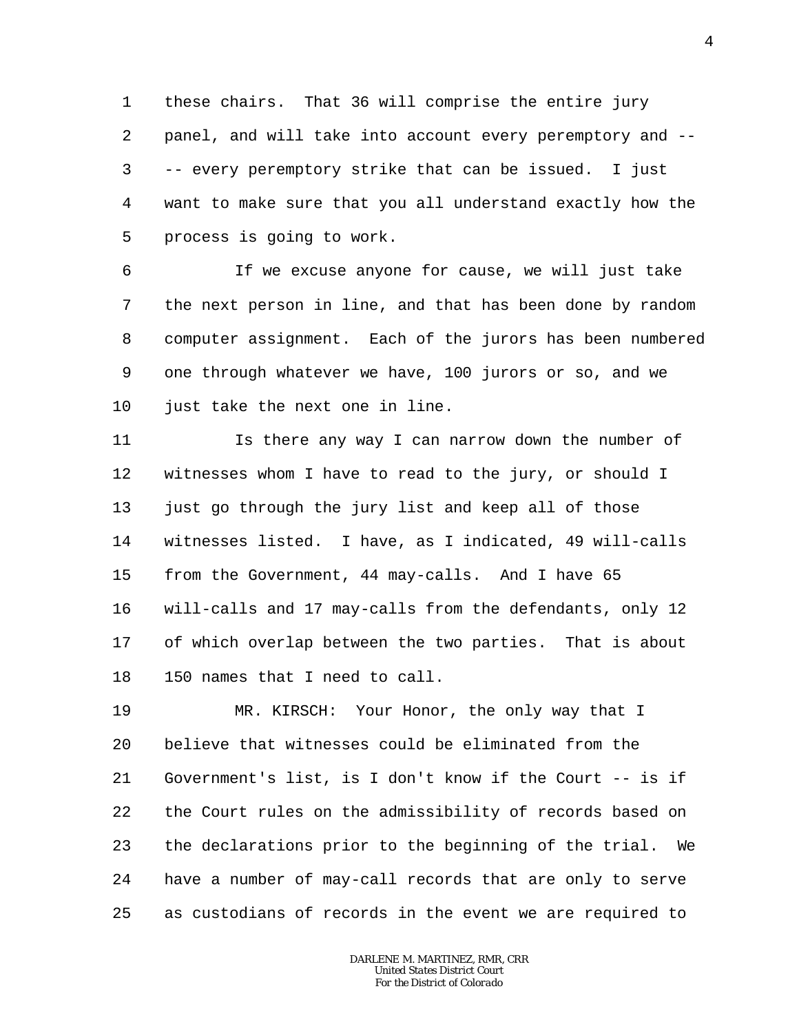these chairs. That 36 will comprise the entire jury panel, and will take into account every peremptory and -- -- every peremptory strike that can be issued. I just want to make sure that you all understand exactly how the process is going to work.

If we excuse anyone for cause, we will just take the next person in line, and that has been done by random computer assignment. Each of the jurors has been numbered one through whatever we have, 100 jurors or so, and we just take the next one in line.

Is there any way I can narrow down the number of witnesses whom I have to read to the jury, or should I just go through the jury list and keep all of those witnesses listed. I have, as I indicated, 49 will-calls from the Government, 44 may-calls. And I have 65 will-calls and 17 may-calls from the defendants, only 12 of which overlap between the two parties. That is about 150 names that I need to call.

MR. KIRSCH: Your Honor, the only way that I believe that witnesses could be eliminated from the Government's list, is I don't know if the Court -- is if the Court rules on the admissibility of records based on the declarations prior to the beginning of the trial. We have a number of may-call records that are only to serve as custodians of records in the event we are required to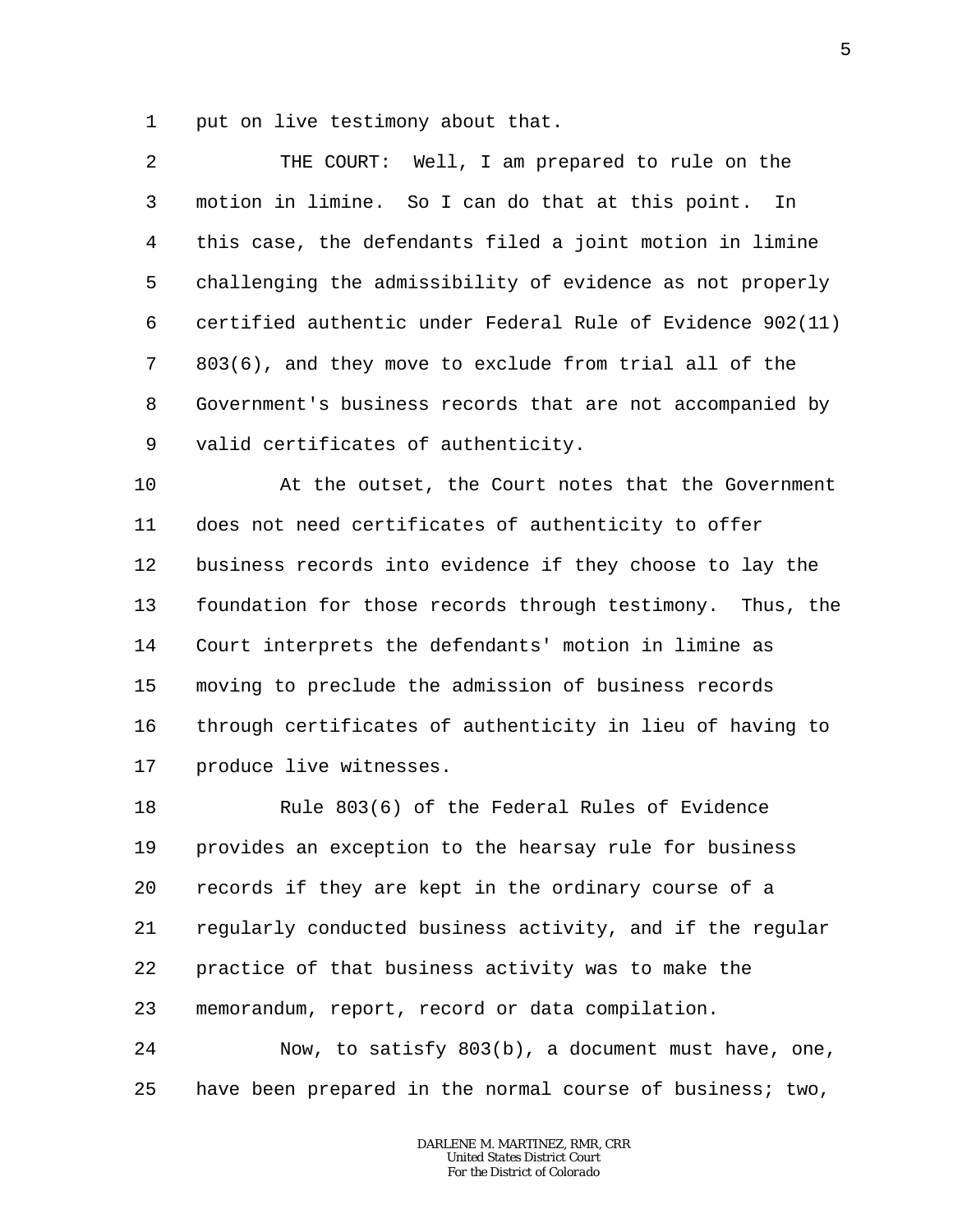put on live testimony about that.

THE COURT: Well, I am prepared to rule on the motion in limine. So I can do that at this point. In this case, the defendants filed a joint motion in limine challenging the admissibility of evidence as not properly certified authentic under Federal Rule of Evidence 902(11) 803(6), and they move to exclude from trial all of the Government's business records that are not accompanied by valid certificates of authenticity.

At the outset, the Court notes that the Government does not need certificates of authenticity to offer business records into evidence if they choose to lay the foundation for those records through testimony. Thus, the Court interprets the defendants' motion in limine as moving to preclude the admission of business records through certificates of authenticity in lieu of having to produce live witnesses.

Rule 803(6) of the Federal Rules of Evidence provides an exception to the hearsay rule for business records if they are kept in the ordinary course of a regularly conducted business activity, and if the regular practice of that business activity was to make the memorandum, report, record or data compilation.

Now, to satisfy 803(b), a document must have, one, have been prepared in the normal course of business; two,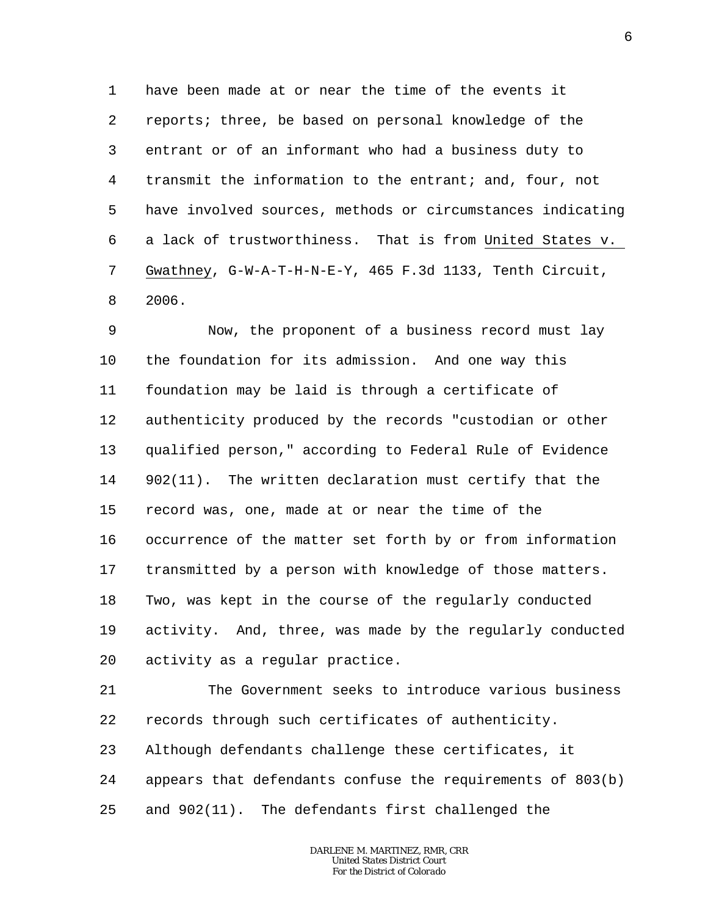have been made at or near the time of the events it reports; three, be based on personal knowledge of the entrant or of an informant who had a business duty to transmit the information to the entrant; and, four, not have involved sources, methods or circumstances indicating a lack of trustworthiness. That is from United States v. Gwathney, G-W-A-T-H-N-E-Y, 465 F.3d 1133, Tenth Circuit, 2006.

Now, the proponent of a business record must lay the foundation for its admission. And one way this foundation may be laid is through a certificate of authenticity produced by the records "custodian or other qualified person," according to Federal Rule of Evidence 902(11). The written declaration must certify that the record was, one, made at or near the time of the occurrence of the matter set forth by or from information transmitted by a person with knowledge of those matters. Two, was kept in the course of the regularly conducted activity. And, three, was made by the regularly conducted activity as a regular practice.

The Government seeks to introduce various business records through such certificates of authenticity. Although defendants challenge these certificates, it appears that defendants confuse the requirements of 803(b) and 902(11). The defendants first challenged the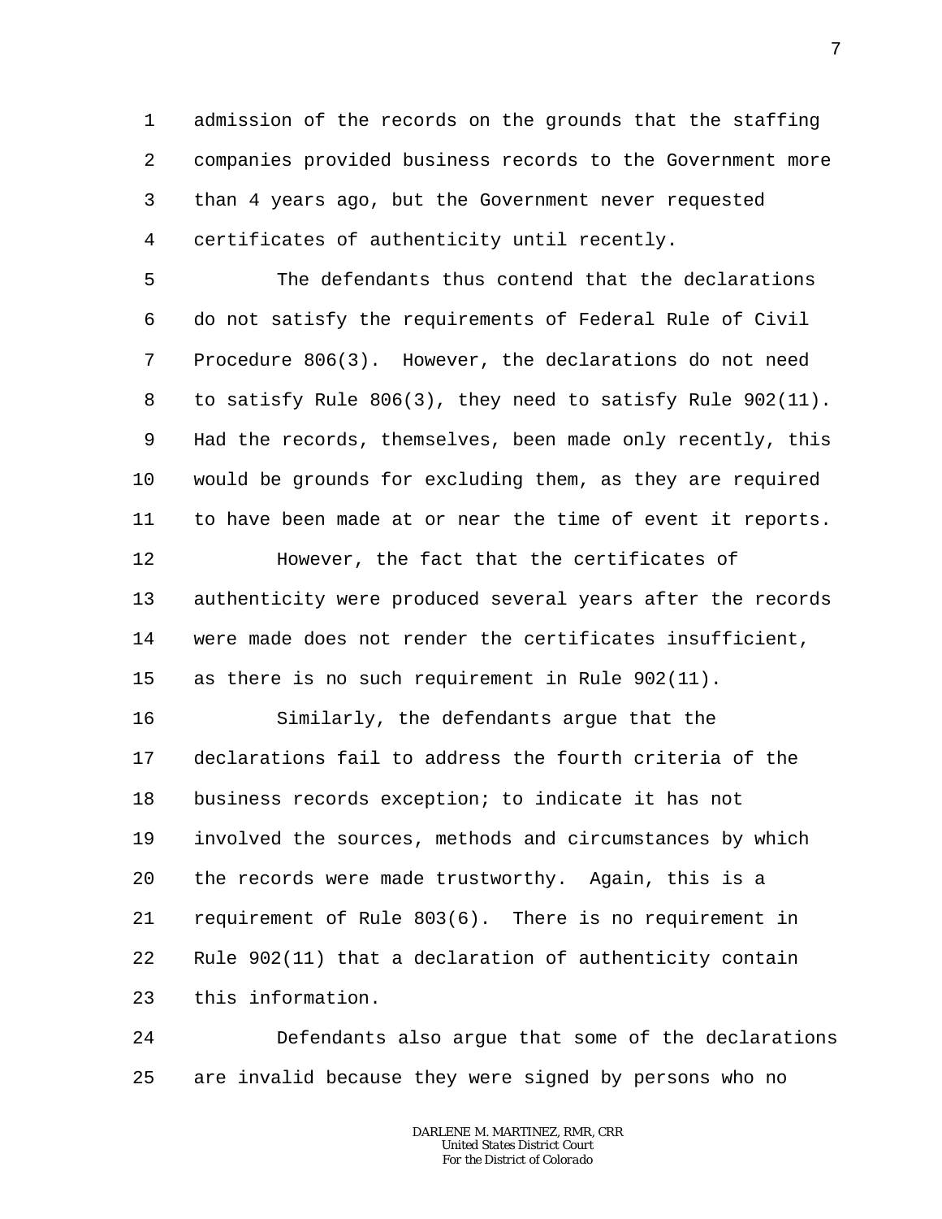admission of the records on the grounds that the staffing companies provided business records to the Government more than 4 years ago, but the Government never requested certificates of authenticity until recently.

The defendants thus contend that the declarations do not satisfy the requirements of Federal Rule of Civil Procedure 806(3). However, the declarations do not need to satisfy Rule 806(3), they need to satisfy Rule 902(11). Had the records, themselves, been made only recently, this would be grounds for excluding them, as they are required to have been made at or near the time of event it reports.

However, the fact that the certificates of authenticity were produced several years after the records were made does not render the certificates insufficient, as there is no such requirement in Rule 902(11).

Similarly, the defendants argue that the declarations fail to address the fourth criteria of the business records exception; to indicate it has not involved the sources, methods and circumstances by which the records were made trustworthy. Again, this is a requirement of Rule 803(6). There is no requirement in Rule 902(11) that a declaration of authenticity contain this information.

Defendants also argue that some of the declarations are invalid because they were signed by persons who no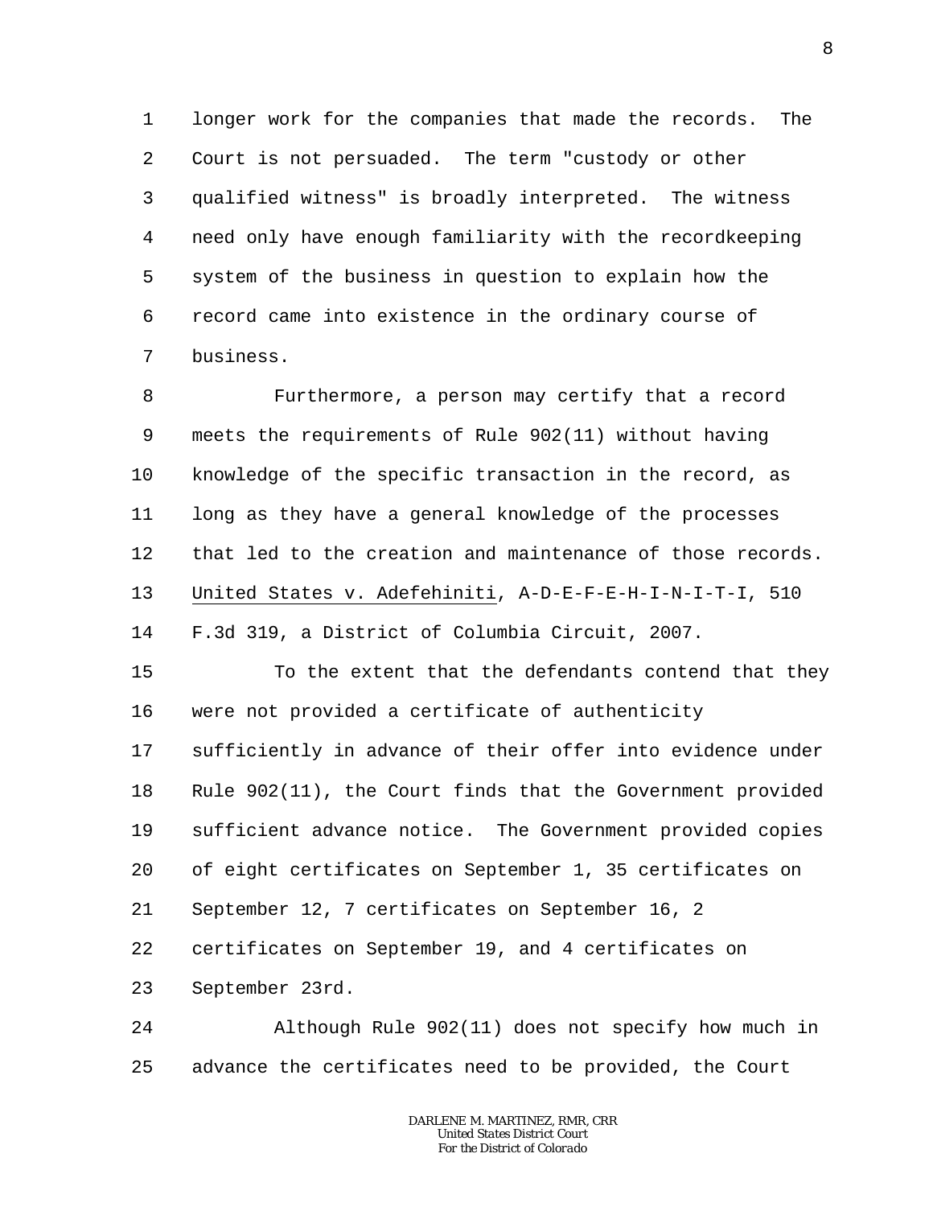longer work for the companies that made the records. The Court is not persuaded. The term "custody or other qualified witness" is broadly interpreted. The witness need only have enough familiarity with the recordkeeping system of the business in question to explain how the record came into existence in the ordinary course of business.

Furthermore, a person may certify that a record meets the requirements of Rule 902(11) without having knowledge of the specific transaction in the record, as long as they have a general knowledge of the processes that led to the creation and maintenance of those records. United States v. Adefehiniti, A-D-E-F-E-H-I-N-I-T-I, 510 F.3d 319, a District of Columbia Circuit, 2007.

To the extent that the defendants contend that they were not provided a certificate of authenticity sufficiently in advance of their offer into evidence under Rule 902(11), the Court finds that the Government provided sufficient advance notice. The Government provided copies of eight certificates on September 1, 35 certificates on September 12, 7 certificates on September 16, 2 certificates on September 19, and 4 certificates on September 23rd.

Although Rule 902(11) does not specify how much in advance the certificates need to be provided, the Court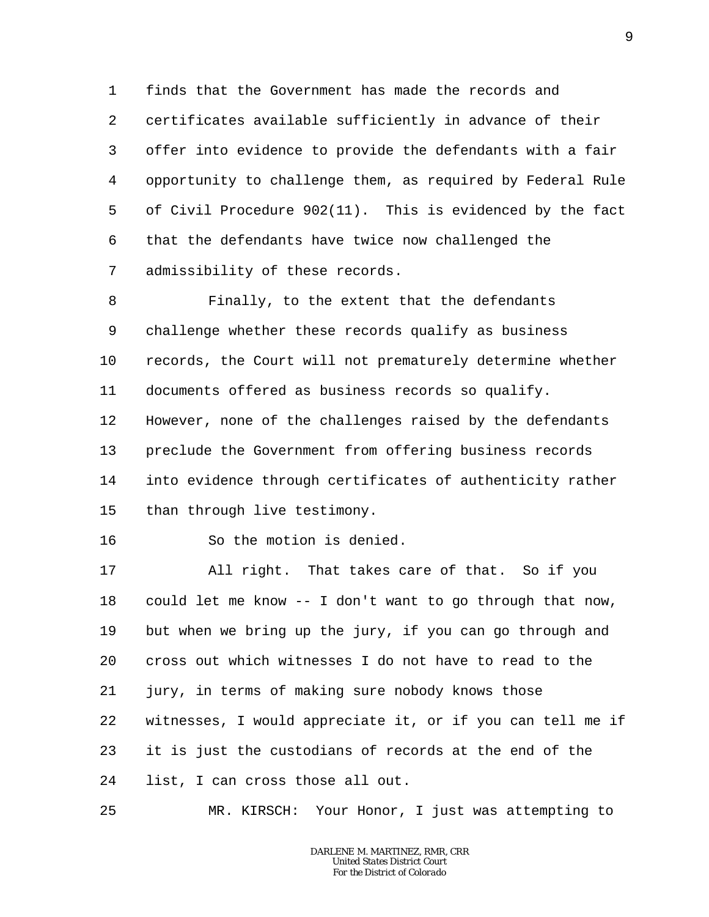finds that the Government has made the records and certificates available sufficiently in advance of their offer into evidence to provide the defendants with a fair opportunity to challenge them, as required by Federal Rule of Civil Procedure 902(11). This is evidenced by the fact that the defendants have twice now challenged the admissibility of these records.

Finally, to the extent that the defendants challenge whether these records qualify as business records, the Court will not prematurely determine whether documents offered as business records so qualify. However, none of the challenges raised by the defendants preclude the Government from offering business records into evidence through certificates of authenticity rather than through live testimony.

So the motion is denied.

All right. That takes care of that. So if you could let me know -- I don't want to go through that now, but when we bring up the jury, if you can go through and cross out which witnesses I do not have to read to the jury, in terms of making sure nobody knows those witnesses, I would appreciate it, or if you can tell me if it is just the custodians of records at the end of the list, I can cross those all out.

MR. KIRSCH: Your Honor, I just was attempting to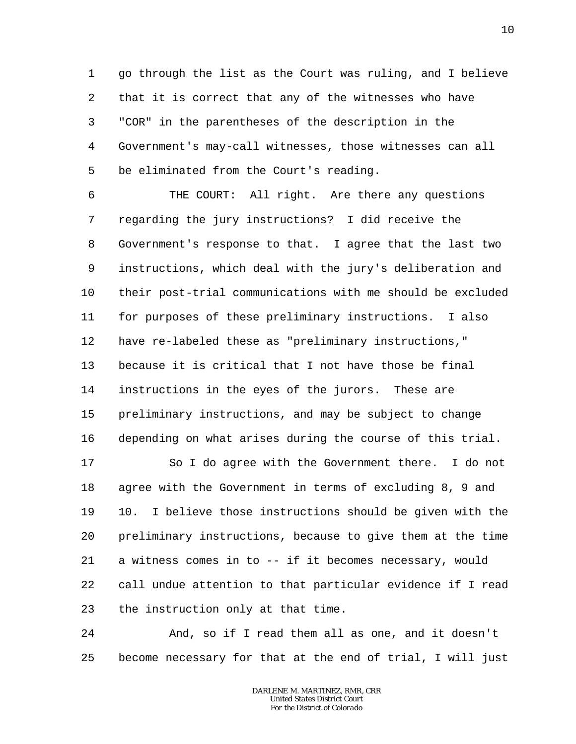go through the list as the Court was ruling, and I believe that it is correct that any of the witnesses who have "COR" in the parentheses of the description in the Government's may-call witnesses, those witnesses can all be eliminated from the Court's reading.

THE COURT: All right. Are there any questions regarding the jury instructions? I did receive the Government's response to that. I agree that the last two instructions, which deal with the jury's deliberation and their post-trial communications with me should be excluded for purposes of these preliminary instructions. I also have re-labeled these as "preliminary instructions," because it is critical that I not have those be final instructions in the eyes of the jurors. These are preliminary instructions, and may be subject to change depending on what arises during the course of this trial.

So I do agree with the Government there. I do not agree with the Government in terms of excluding 8, 9 and 10. I believe those instructions should be given with the preliminary instructions, because to give them at the time a witness comes in to -- if it becomes necessary, would call undue attention to that particular evidence if I read the instruction only at that time.

And, so if I read them all as one, and it doesn't become necessary for that at the end of trial, I will just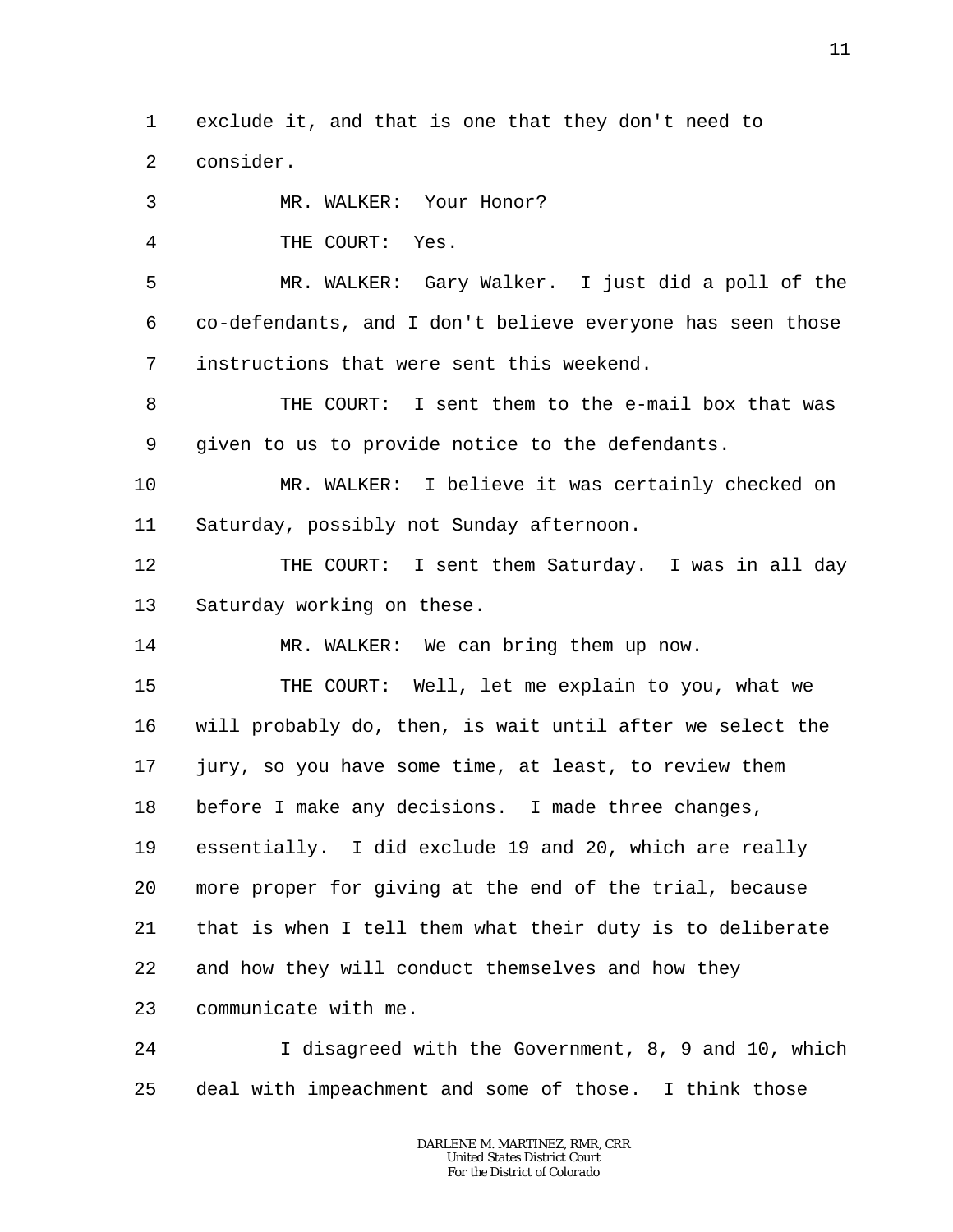1 exclude it, and that is one that they don't need to
2 consider.
3 MR. WALKER: Your Honor?
4 THE COURT: Yes.
5 MR. WALKER: Gary Walker. I just did a poll of the
6 co-defendants, and I don't believe everyone has seen those
7 instructions that were sent this weekend.
8 THE COURT: I sent them to the e-mail box that was
9 given to us to provide notice to the defendants.
10 MR. WALKER: I believe it was certainly checked on
11 Saturday, possibly not Sunday afternoon.
12 THE COURT: I sent them Saturday. I was in all day
13 Saturday working on these.
14 MR. WALKER: We can bring them up now.
15 THE COURT: Well, let me explain to you, what we
16 will probably do, then, is wait until after we select the
17 jury, so you have some time, at least, to review them
18 before I make any decisions. I made three changes,
19 essentially. I did exclude 19 and 20, which are really
20 more proper for giving at the end of the trial, because
21 that is when I tell them what their duty is to deliberate
22 and how they will conduct themselves and how they
23 communicate with me.
24 I disagreed with the Government, 8, 9 and 10, which
25 deal with impeachment and some of those. I think those

DARLENE M. MARTINEZ, RMR, CRR
United States District Court
For the District of Colorado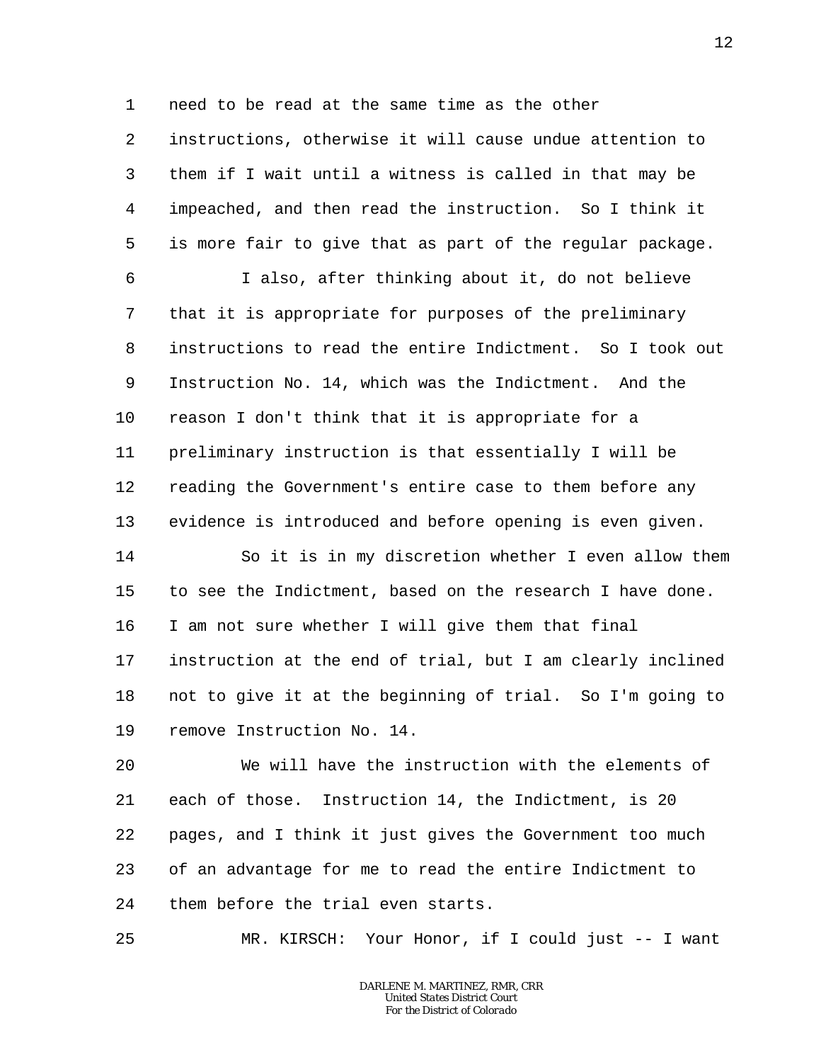need to be read at the same time as the other instructions, otherwise it will cause undue attention to them if I wait until a witness is called in that may be impeached, and then read the instruction. So I think it is more fair to give that as part of the regular package.

I also, after thinking about it, do not believe that it is appropriate for purposes of the preliminary instructions to read the entire Indictment. So I took out Instruction No. 14, which was the Indictment. And the reason I don't think that it is appropriate for a preliminary instruction is that essentially I will be reading the Government's entire case to them before any evidence is introduced and before opening is even given.

So it is in my discretion whether I even allow them to see the Indictment, based on the research I have done. I am not sure whether I will give them that final instruction at the end of trial, but I am clearly inclined not to give it at the beginning of trial. So I'm going to remove Instruction No. 14.

We will have the instruction with the elements of each of those. Instruction 14, the Indictment, is 20 pages, and I think it just gives the Government too much of an advantage for me to read the entire Indictment to them before the trial even starts.

MR. KIRSCH: Your Honor, if I could just -- I want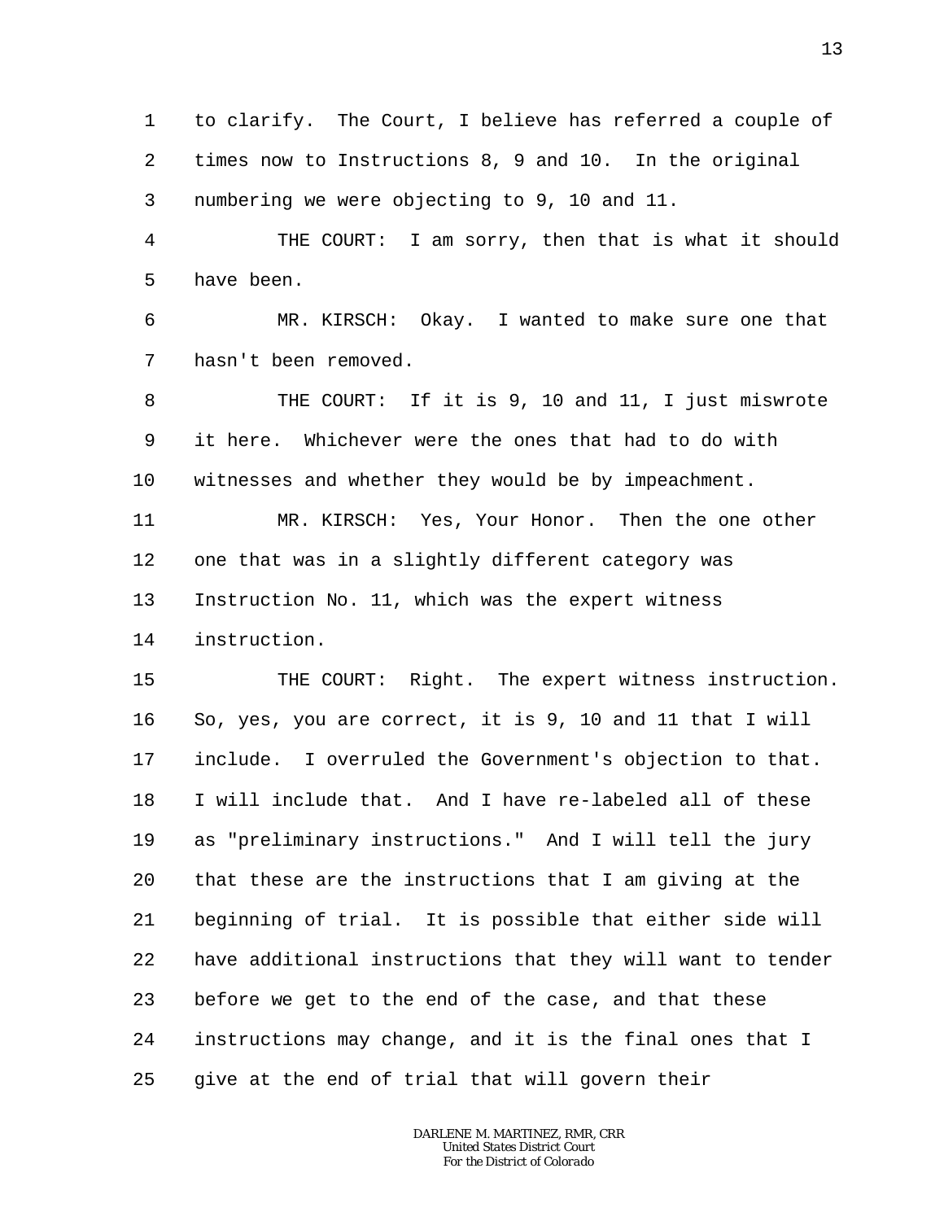to clarify. The Court, I believe has referred a couple of times now to Instructions 8, 9 and 10. In the original numbering we were objecting to 9, 10 and 11.

THE COURT: I am sorry, then that is what it should have been.

MR. KIRSCH: Okay. I wanted to make sure one that hasn't been removed.

THE COURT: If it is 9, 10 and 11, I just miswrote it here. Whichever were the ones that had to do with witnesses and whether they would be by impeachment.

MR. KIRSCH: Yes, Your Honor. Then the one other one that was in a slightly different category was Instruction No. 11, which was the expert witness instruction.

THE COURT: Right. The expert witness instruction. So, yes, you are correct, it is 9, 10 and 11 that I will include. I overruled the Government's objection to that. I will include that. And I have re-labeled all of these as "preliminary instructions." And I will tell the jury that these are the instructions that I am giving at the beginning of trial. It is possible that either side will have additional instructions that they will want to tender before we get to the end of the case, and that these instructions may change, and it is the final ones that I give at the end of trial that will govern their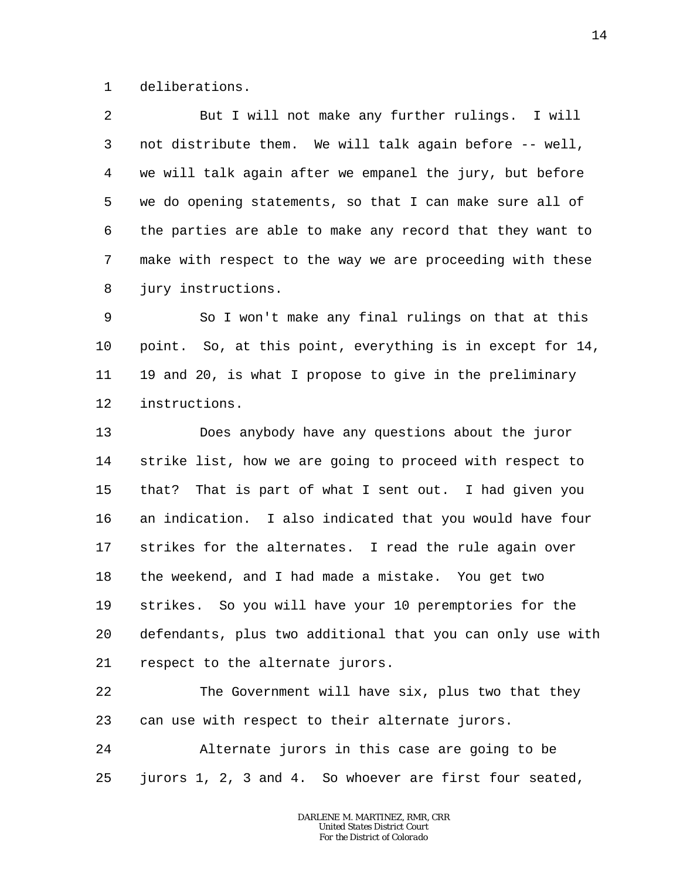deliberations.

But I will not make any further rulings. I will not distribute them. We will talk again before -- well, we will talk again after we empanel the jury, but before we do opening statements, so that I can make sure all of the parties are able to make any record that they want to make with respect to the way we are proceeding with these jury instructions.

So I won't make any final rulings on that at this point. So, at this point, everything is in except for 14, 19 and 20, is what I propose to give in the preliminary instructions.

Does anybody have any questions about the juror strike list, how we are going to proceed with respect to that? That is part of what I sent out. I had given you an indication. I also indicated that you would have four strikes for the alternates. I read the rule again over the weekend, and I had made a mistake. You get two strikes. So you will have your 10 peremptories for the defendants, plus two additional that you can only use with respect to the alternate jurors.

The Government will have six, plus two that they can use with respect to their alternate jurors.

Alternate jurors in this case are going to be jurors 1, 2, 3 and 4. So whoever are first four seated,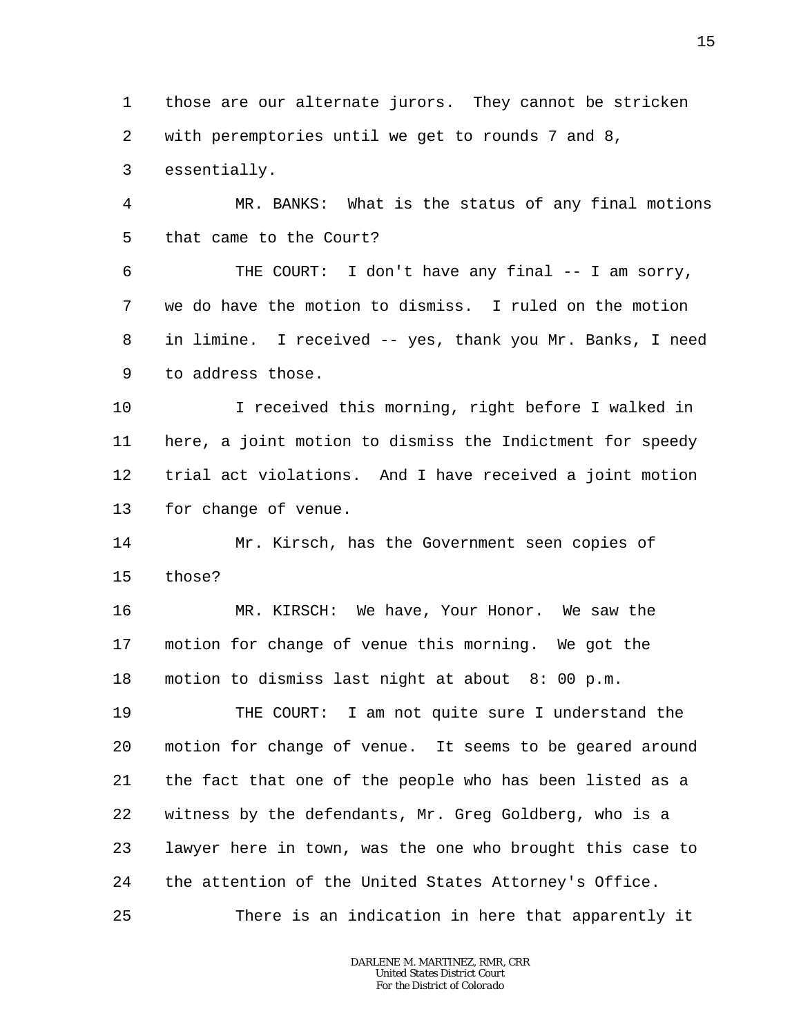those are our alternate jurors. They cannot be stricken with peremptories until we get to rounds 7 and 8, essentially.

MR. BANKS: What is the status of any final motions that came to the Court?

THE COURT: I don't have any final -- I am sorry, we do have the motion to dismiss. I ruled on the motion in limine. I received -- yes, thank you Mr. Banks, I need to address those.

I received this morning, right before I walked in here, a joint motion to dismiss the Indictment for speedy trial act violations. And I have received a joint motion for change of venue.

Mr. Kirsch, has the Government seen copies of those?

MR. KIRSCH: We have, Your Honor. We saw the motion for change of venue this morning. We got the motion to dismiss last night at about 8: 00 p.m.

THE COURT: I am not quite sure I understand the motion for change of venue. It seems to be geared around the fact that one of the people who has been listed as a witness by the defendants, Mr. Greg Goldberg, who is a lawyer here in town, was the one who brought this case to the attention of the United States Attorney's Office.

There is an indication in here that apparently it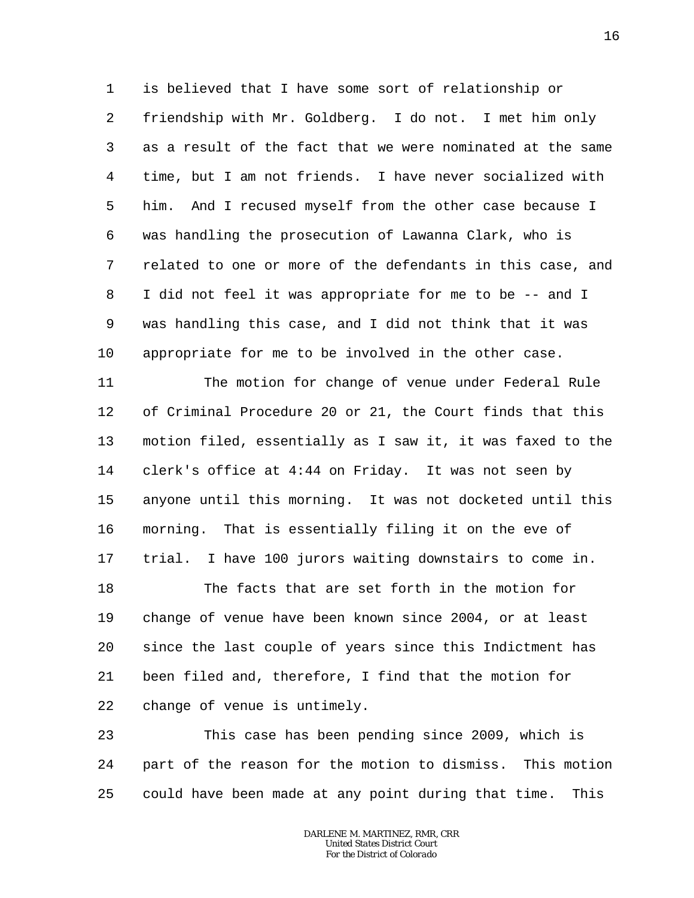is believed that I have some sort of relationship or friendship with Mr. Goldberg. I do not. I met him only as a result of the fact that we were nominated at the same time, but I am not friends. I have never socialized with him. And I recused myself from the other case because I was handling the prosecution of Lawanna Clark, who is related to one or more of the defendants in this case, and I did not feel it was appropriate for me to be -- and I was handling this case, and I did not think that it was appropriate for me to be involved in the other case.

The motion for change of venue under Federal Rule of Criminal Procedure 20 or 21, the Court finds that this motion filed, essentially as I saw it, it was faxed to the clerk's office at 4:44 on Friday. It was not seen by anyone until this morning. It was not docketed until this morning. That is essentially filing it on the eve of trial. I have 100 jurors waiting downstairs to come in.

The facts that are set forth in the motion for change of venue have been known since 2004, or at least since the last couple of years since this Indictment has been filed and, therefore, I find that the motion for change of venue is untimely.

This case has been pending since 2009, which is part of the reason for the motion to dismiss. This motion could have been made at any point during that time. This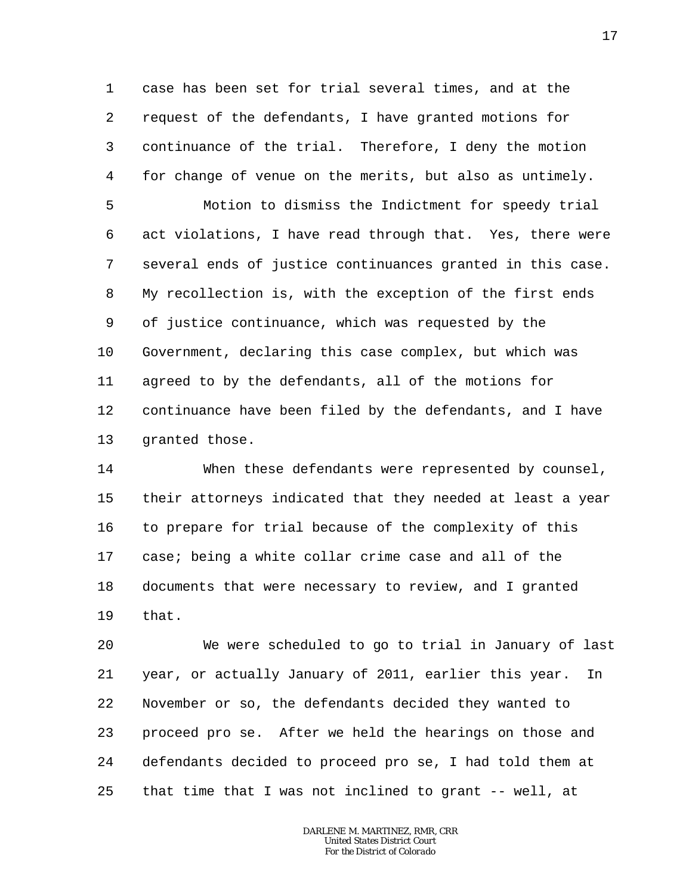case has been set for trial several times, and at the request of the defendants, I have granted motions for continuance of the trial. Therefore, I deny the motion for change of venue on the merits, but also as untimely.

Motion to dismiss the Indictment for speedy trial act violations, I have read through that. Yes, there were several ends of justice continuances granted in this case. My recollection is, with the exception of the first ends of justice continuance, which was requested by the Government, declaring this case complex, but which was agreed to by the defendants, all of the motions for continuance have been filed by the defendants, and I have granted those.

When these defendants were represented by counsel, their attorneys indicated that they needed at least a year to prepare for trial because of the complexity of this case; being a white collar crime case and all of the documents that were necessary to review, and I granted that.

We were scheduled to go to trial in January of last year, or actually January of 2011, earlier this year. In November or so, the defendants decided they wanted to proceed pro se. After we held the hearings on those and defendants decided to proceed pro se, I had told them at that time that I was not inclined to grant -- well, at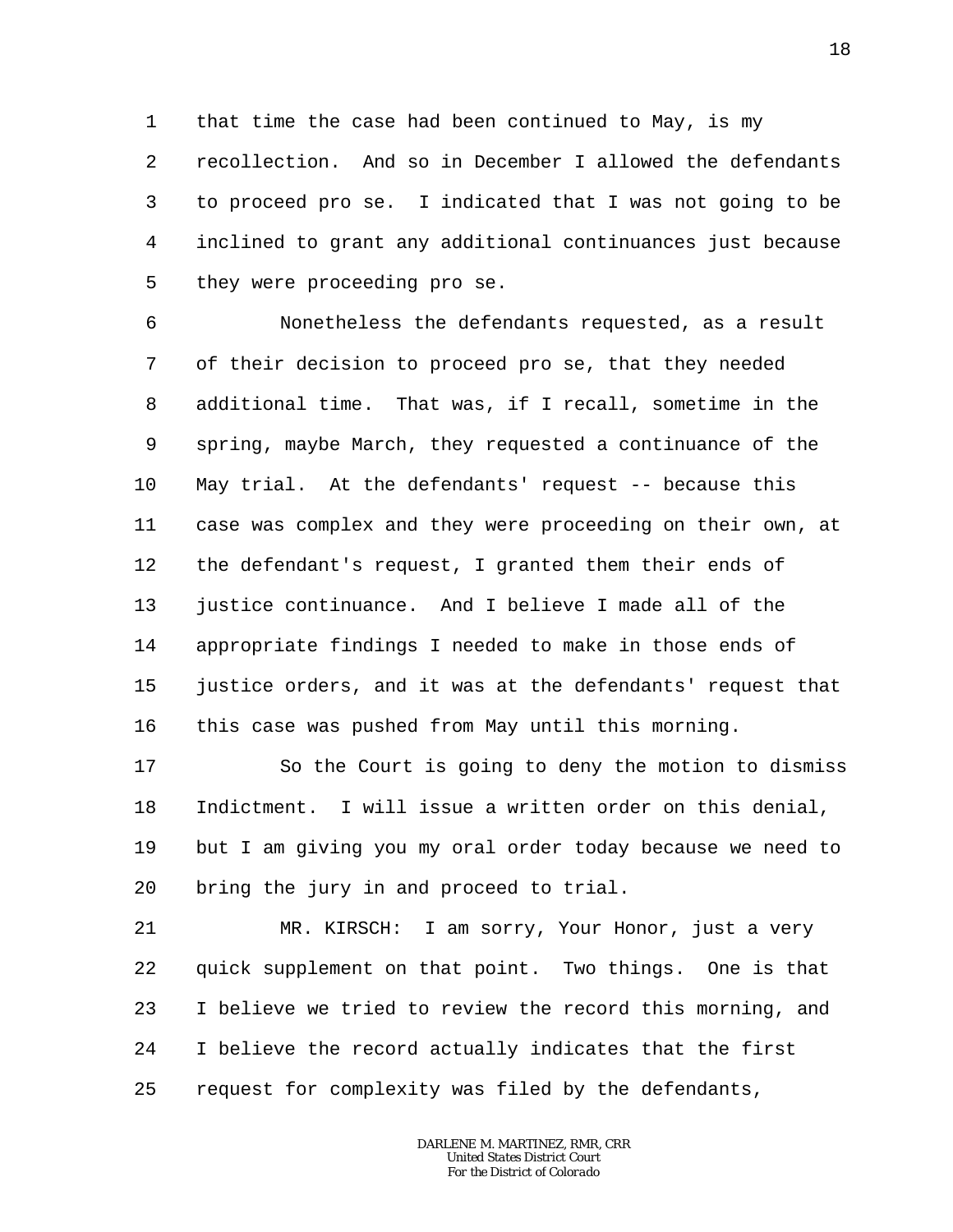that time the case had been continued to May, is my recollection. And so in December I allowed the defendants to proceed pro se. I indicated that I was not going to be inclined to grant any additional continuances just because they were proceeding pro se.

Nonetheless the defendants requested, as a result of their decision to proceed pro se, that they needed additional time. That was, if I recall, sometime in the spring, maybe March, they requested a continuance of the May trial. At the defendants' request -- because this case was complex and they were proceeding on their own, at the defendant's request, I granted them their ends of justice continuance. And I believe I made all of the appropriate findings I needed to make in those ends of justice orders, and it was at the defendants' request that this case was pushed from May until this morning.

So the Court is going to deny the motion to dismiss Indictment. I will issue a written order on this denial, but I am giving you my oral order today because we need to bring the jury in and proceed to trial.

MR. KIRSCH: I am sorry, Your Honor, just a very quick supplement on that point. Two things. One is that I believe we tried to review the record this morning, and I believe the record actually indicates that the first request for complexity was filed by the defendants,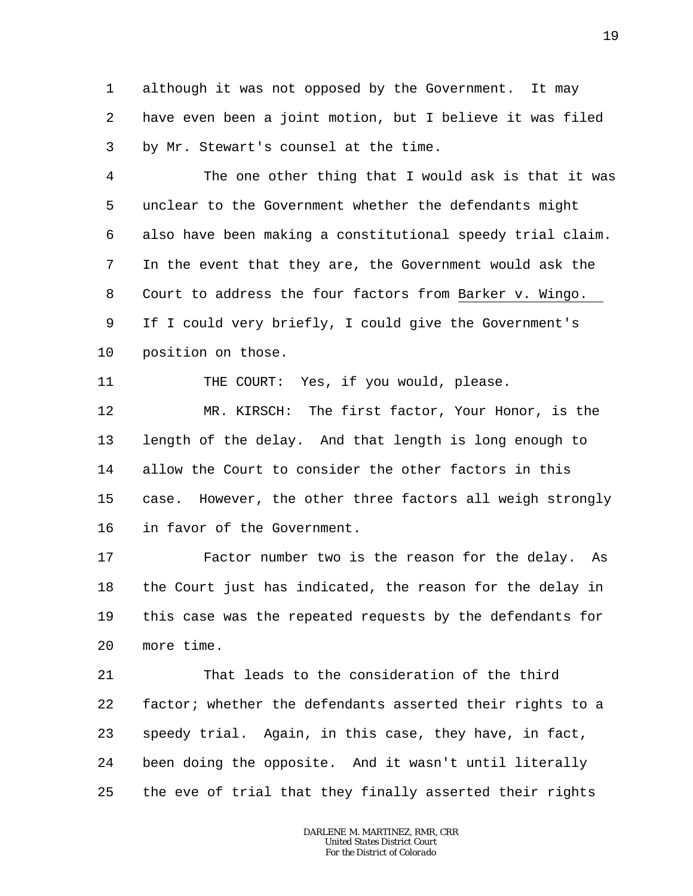although it was not opposed by the Government. It may have even been a joint motion, but I believe it was filed by Mr. Stewart's counsel at the time.

The one other thing that I would ask is that it was unclear to the Government whether the defendants might also have been making a constitutional speedy trial claim. In the event that they are, the Government would ask the Court to address the four factors from Barker v. Wingo. If I could very briefly, I could give the Government's position on those.

THE COURT: Yes, if you would, please.

MR. KIRSCH: The first factor, Your Honor, is the length of the delay. And that length is long enough to allow the Court to consider the other factors in this case. However, the other three factors all weigh strongly in favor of the Government.

Factor number two is the reason for the delay. As the Court just has indicated, the reason for the delay in this case was the repeated requests by the defendants for more time.

That leads to the consideration of the third factor; whether the defendants asserted their rights to a speedy trial. Again, in this case, they have, in fact, been doing the opposite. And it wasn't until literally the eve of trial that they finally asserted their rights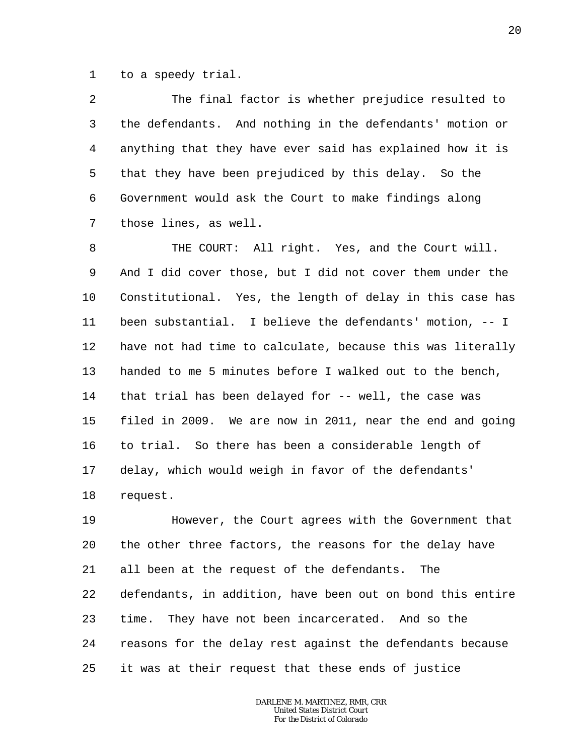to a speedy trial.

The final factor is whether prejudice resulted to the defendants. And nothing in the defendants' motion or anything that they have ever said has explained how it is that they have been prejudiced by this delay. So the Government would ask the Court to make findings along those lines, as well.

THE COURT: All right. Yes, and the Court will. And I did cover those, but I did not cover them under the Constitutional. Yes, the length of delay in this case has been substantial. I believe the defendants' motion, -- I have not had time to calculate, because this was literally handed to me 5 minutes before I walked out to the bench, that trial has been delayed for -- well, the case was filed in 2009. We are now in 2011, near the end and going to trial. So there has been a considerable length of delay, which would weigh in favor of the defendants' request.

However, the Court agrees with the Government that the other three factors, the reasons for the delay have all been at the request of the defendants. The defendants, in addition, have been out on bond this entire time. They have not been incarcerated. And so the reasons for the delay rest against the defendants because it was at their request that these ends of justice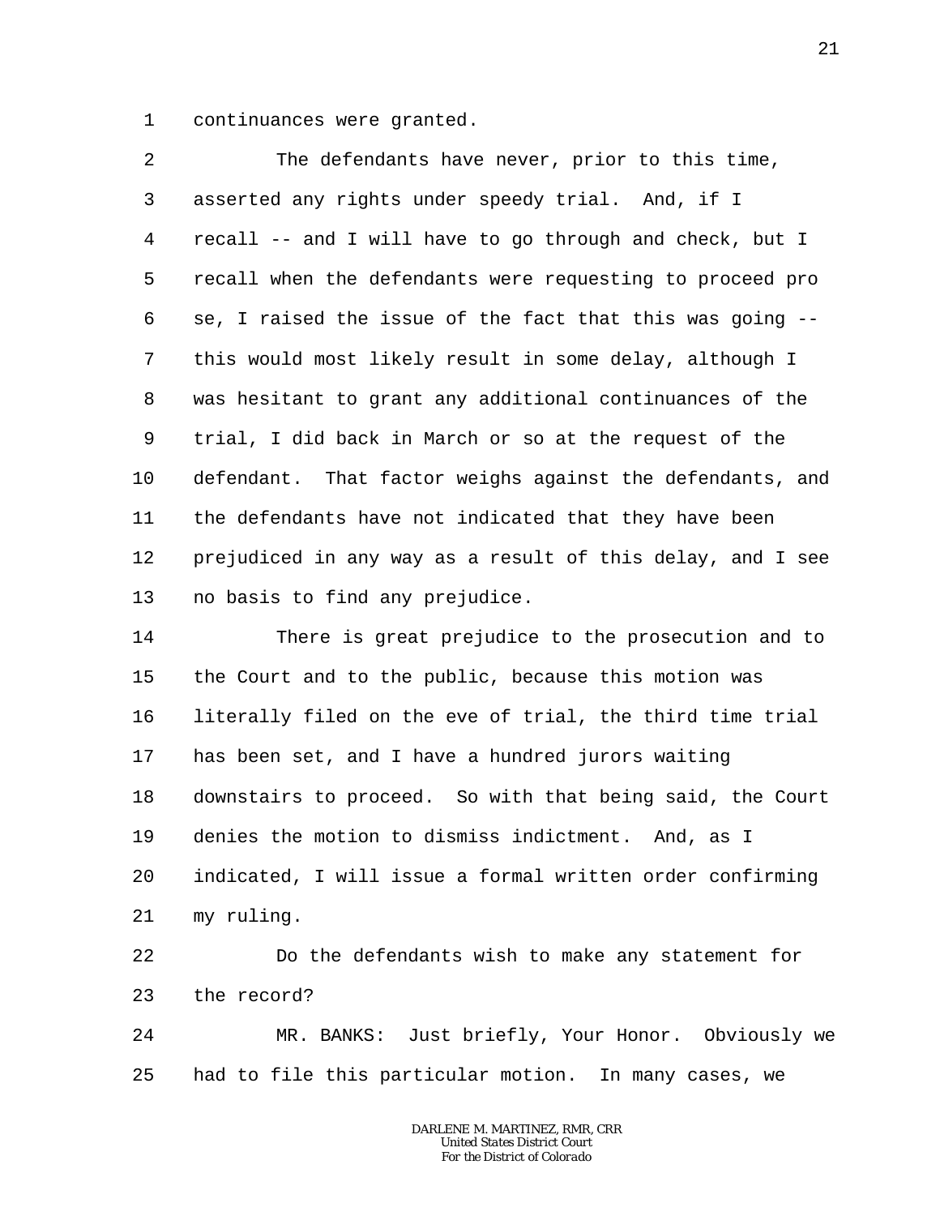continuances were granted.

The defendants have never, prior to this time, asserted any rights under speedy trial. And, if I recall -- and I will have to go through and check, but I recall when the defendants were requesting to proceed pro se, I raised the issue of the fact that this was going -- this would most likely result in some delay, although I was hesitant to grant any additional continuances of the trial, I did back in March or so at the request of the defendant. That factor weighs against the defendants, and the defendants have not indicated that they have been prejudiced in any way as a result of this delay, and I see no basis to find any prejudice.

There is great prejudice to the prosecution and to the Court and to the public, because this motion was literally filed on the eve of trial, the third time trial has been set, and I have a hundred jurors waiting downstairs to proceed. So with that being said, the Court denies the motion to dismiss indictment. And, as I indicated, I will issue a formal written order confirming my ruling.

Do the defendants wish to make any statement for the record?

MR. BANKS: Just briefly, Your Honor. Obviously we had to file this particular motion. In many cases, we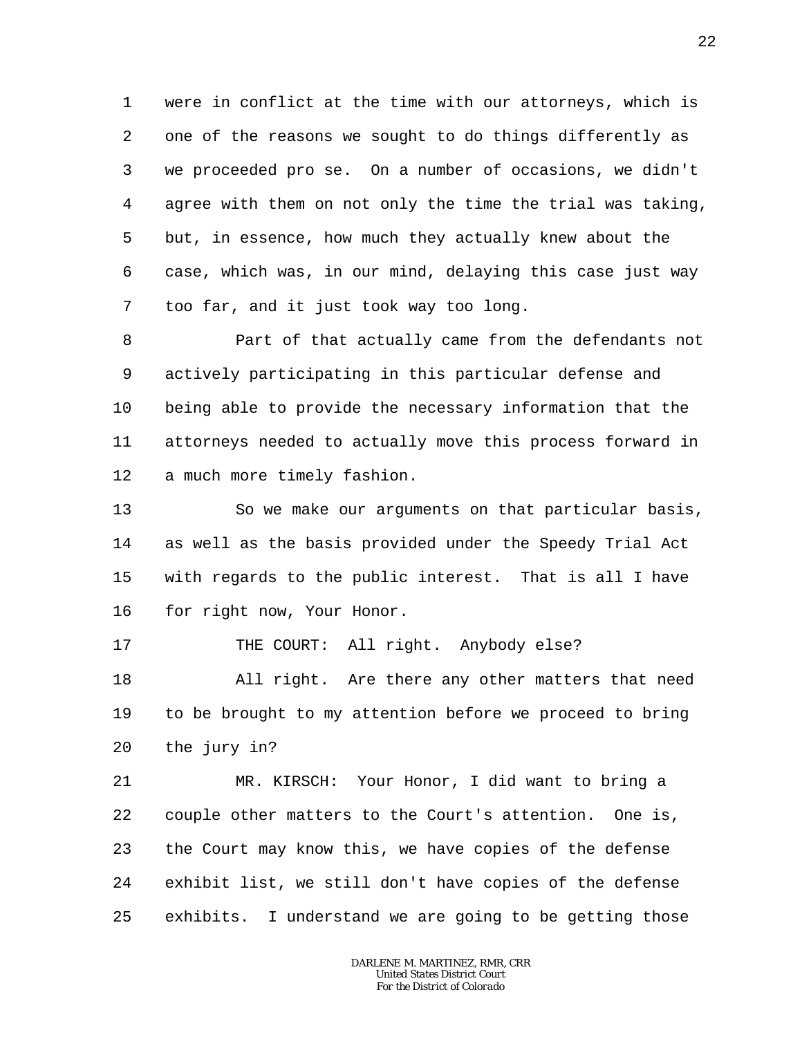were in conflict at the time with our attorneys, which is one of the reasons we sought to do things differently as we proceeded pro se. On a number of occasions, we didn't agree with them on not only the time the trial was taking, but, in essence, how much they actually knew about the case, which was, in our mind, delaying this case just way too far, and it just took way too long.

Part of that actually came from the defendants not actively participating in this particular defense and being able to provide the necessary information that the attorneys needed to actually move this process forward in a much more timely fashion.

So we make our arguments on that particular basis, as well as the basis provided under the Speedy Trial Act with regards to the public interest. That is all I have for right now, Your Honor.

THE COURT: All right. Anybody else?

All right. Are there any other matters that need to be brought to my attention before we proceed to bring the jury in?

MR. KIRSCH: Your Honor, I did want to bring a couple other matters to the Court's attention. One is, the Court may know this, we have copies of the defense exhibit list, we still don't have copies of the defense exhibits. I understand we are going to be getting those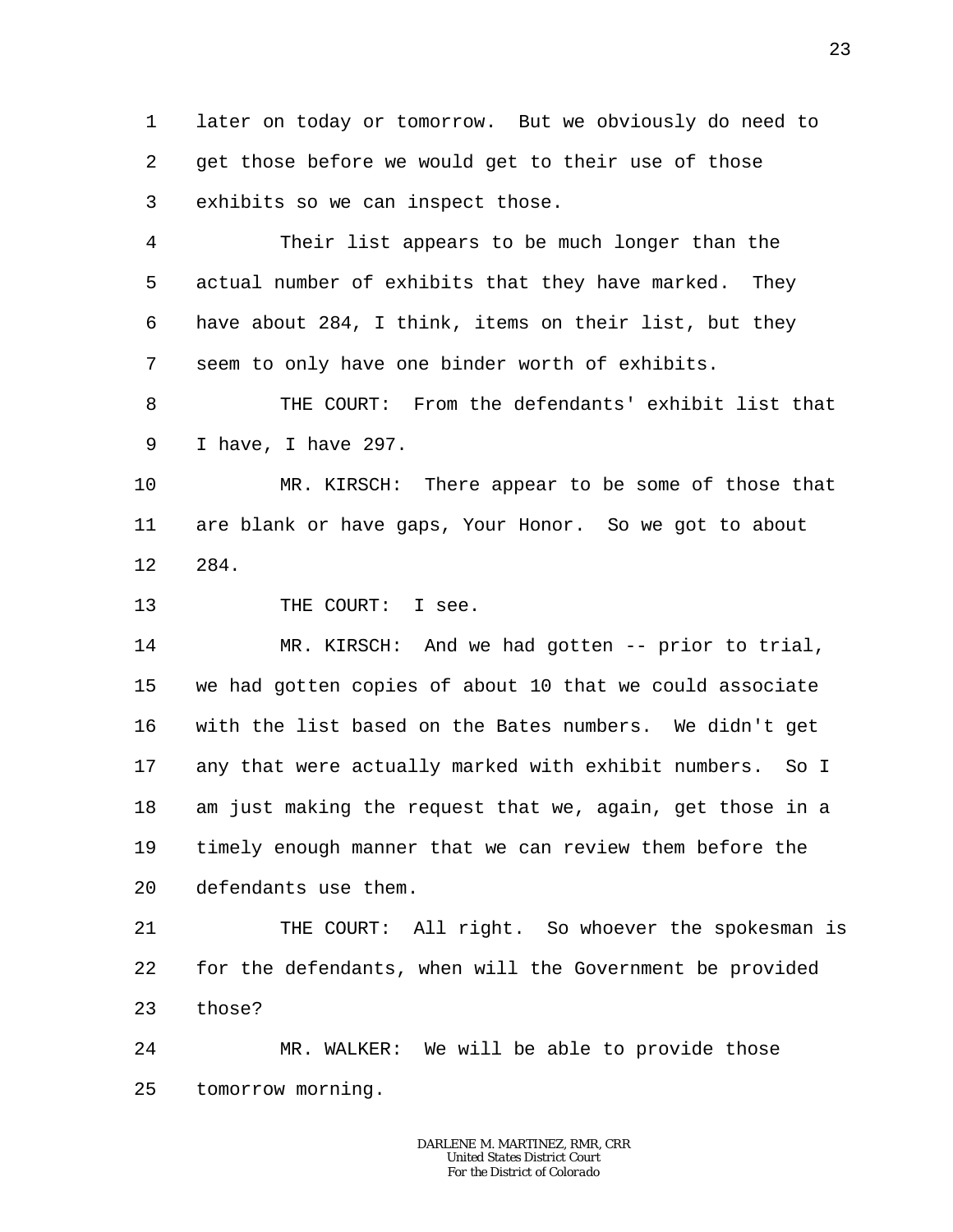later on today or tomorrow. But we obviously do need to get those before we would get to their use of those exhibits so we can inspect those.

Their list appears to be much longer than the actual number of exhibits that they have marked. They have about 284, I think, items on their list, but they seem to only have one binder worth of exhibits.

THE COURT: From the defendants' exhibit list that I have, I have 297.

MR. KIRSCH: There appear to be some of those that are blank or have gaps, Your Honor. So we got to about 284.

THE COURT: I see.

MR. KIRSCH: And we had gotten -- prior to trial, we had gotten copies of about 10 that we could associate with the list based on the Bates numbers. We didn't get any that were actually marked with exhibit numbers. So I am just making the request that we, again, get those in a timely enough manner that we can review them before the defendants use them.

THE COURT: All right. So whoever the spokesman is for the defendants, when will the Government be provided those?

MR. WALKER: We will be able to provide those tomorrow morning.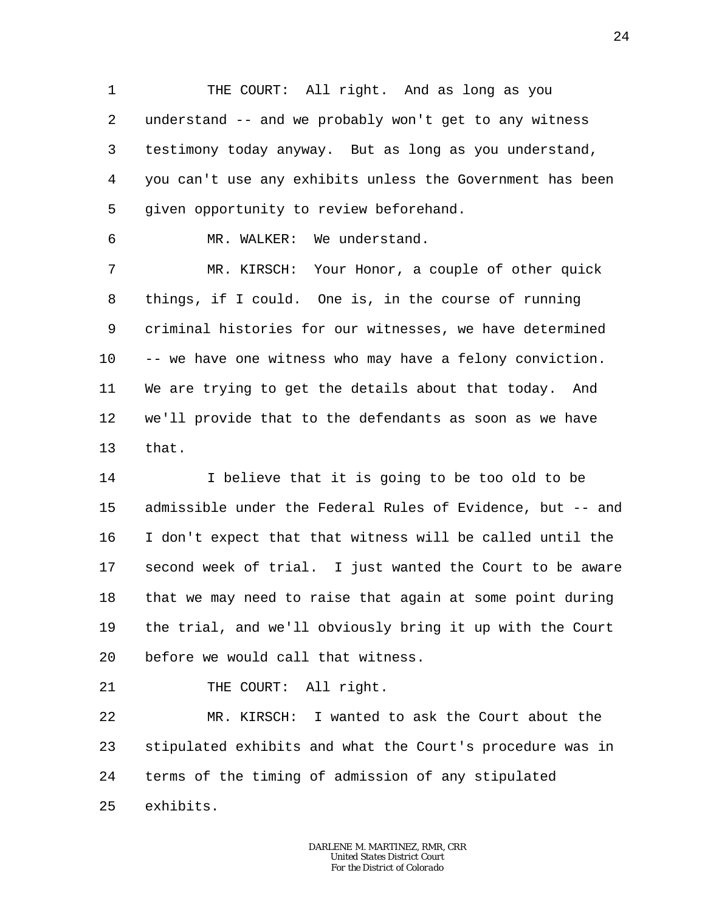THE COURT: All right. And as long as you understand -- and we probably won't get to any witness testimony today anyway. But as long as you understand, you can't use any exhibits unless the Government has been given opportunity to review beforehand.

MR. WALKER: We understand.

MR. KIRSCH: Your Honor, a couple of other quick things, if I could. One is, in the course of running criminal histories for our witnesses, we have determined -- we have one witness who may have a felony conviction. We are trying to get the details about that today. And we'll provide that to the defendants as soon as we have that.

I believe that it is going to be too old to be admissible under the Federal Rules of Evidence, but -- and I don't expect that that witness will be called until the second week of trial. I just wanted the Court to be aware that we may need to raise that again at some point during the trial, and we'll obviously bring it up with the Court before we would call that witness.

THE COURT: All right.

MR. KIRSCH: I wanted to ask the Court about the stipulated exhibits and what the Court's procedure was in terms of the timing of admission of any stipulated exhibits.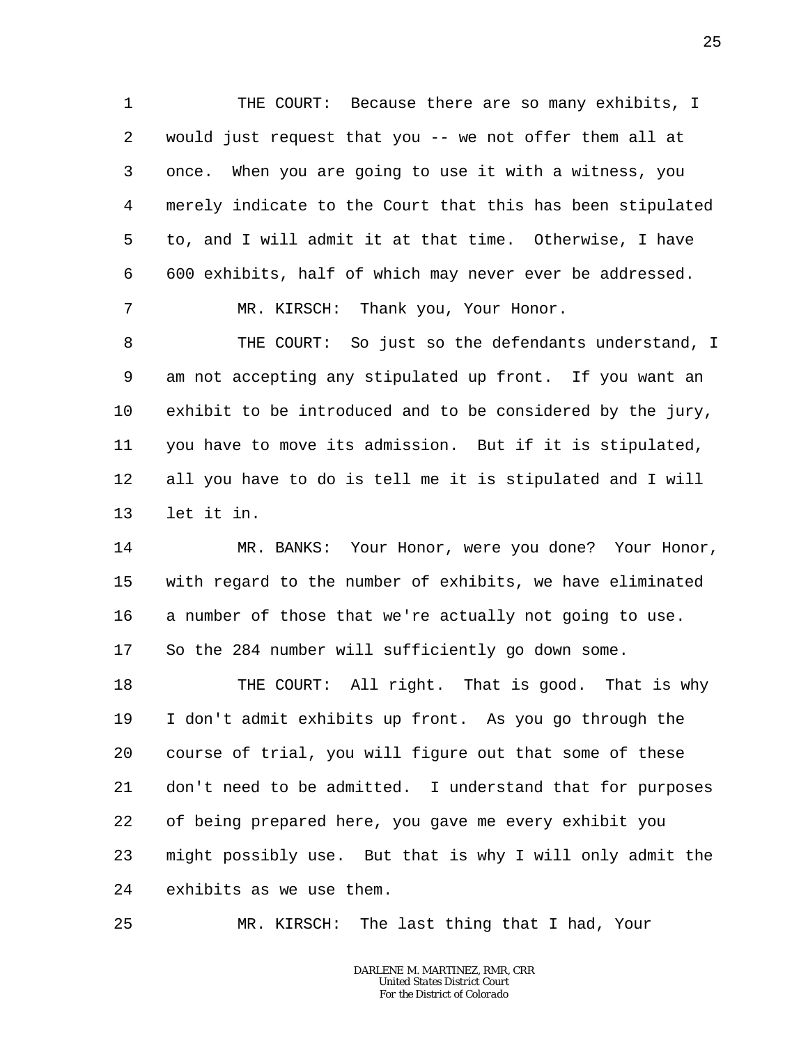THE COURT: Because there are so many exhibits, I would just request that you -- we not offer them all at once. When you are going to use it with a witness, you merely indicate to the Court that this has been stipulated to, and I will admit it at that time. Otherwise, I have 600 exhibits, half of which may never ever be addressed.

MR. KIRSCH: Thank you, Your Honor.

THE COURT: So just so the defendants understand, I am not accepting any stipulated up front. If you want an exhibit to be introduced and to be considered by the jury, you have to move its admission. But if it is stipulated, all you have to do is tell me it is stipulated and I will let it in.

MR. BANKS: Your Honor, were you done? Your Honor, with regard to the number of exhibits, we have eliminated a number of those that we're actually not going to use. So the 284 number will sufficiently go down some.

THE COURT: All right. That is good. That is why I don't admit exhibits up front. As you go through the course of trial, you will figure out that some of these don't need to be admitted. I understand that for purposes of being prepared here, you gave me every exhibit you might possibly use. But that is why I will only admit the exhibits as we use them.

MR. KIRSCH: The last thing that I had, Your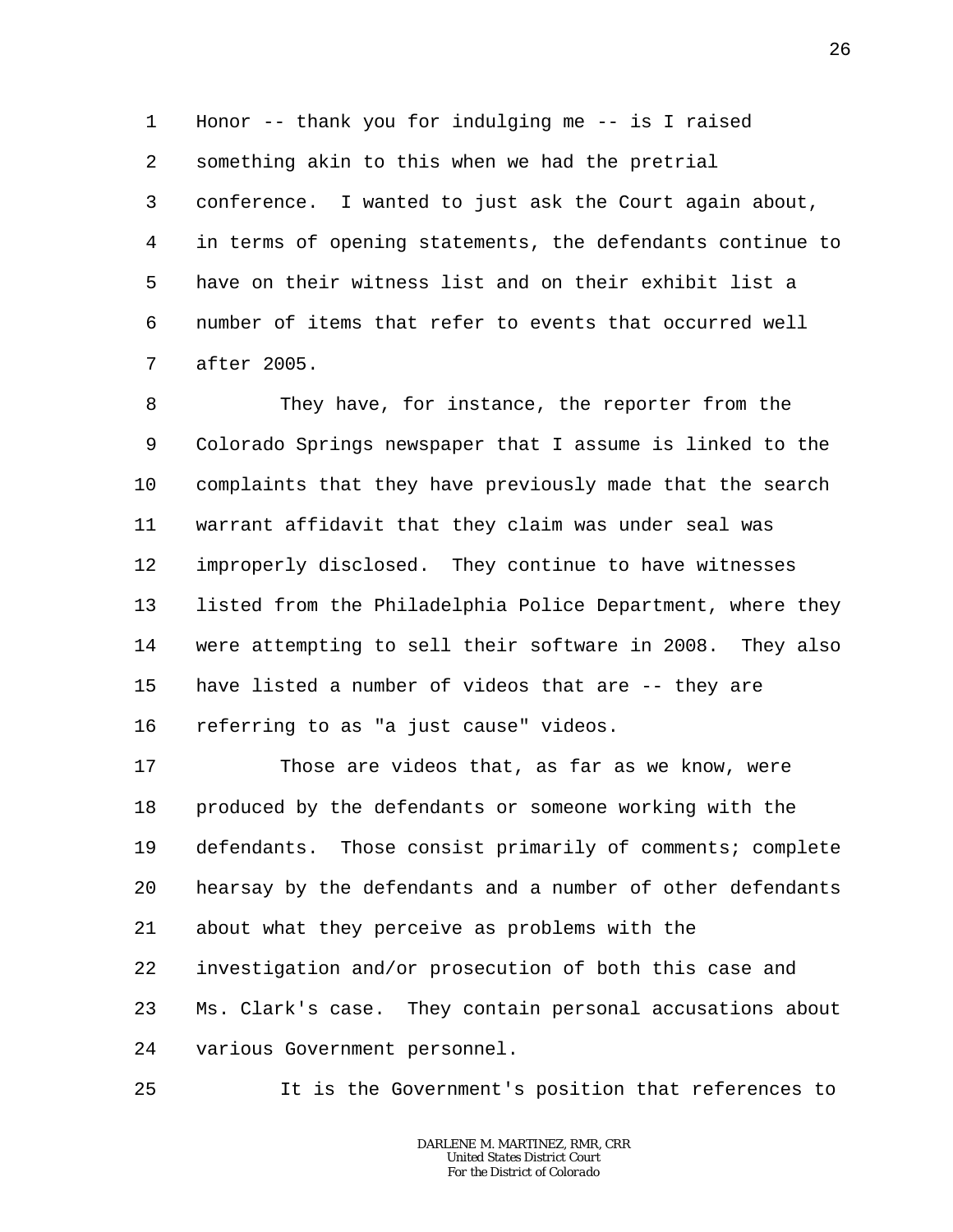Honor -- thank you for indulging me -- is I raised something akin to this when we had the pretrial conference. I wanted to just ask the Court again about, in terms of opening statements, the defendants continue to have on their witness list and on their exhibit list a number of items that refer to events that occurred well after 2005.

They have, for instance, the reporter from the Colorado Springs newspaper that I assume is linked to the complaints that they have previously made that the search warrant affidavit that they claim was under seal was improperly disclosed. They continue to have witnesses listed from the Philadelphia Police Department, where they were attempting to sell their software in 2008. They also have listed a number of videos that are -- they are referring to as "a just cause" videos.

Those are videos that, as far as we know, were produced by the defendants or someone working with the defendants. Those consist primarily of comments; complete hearsay by the defendants and a number of other defendants about what they perceive as problems with the investigation and/or prosecution of both this case and Ms. Clark's case. They contain personal accusations about various Government personnel.

It is the Government's position that references to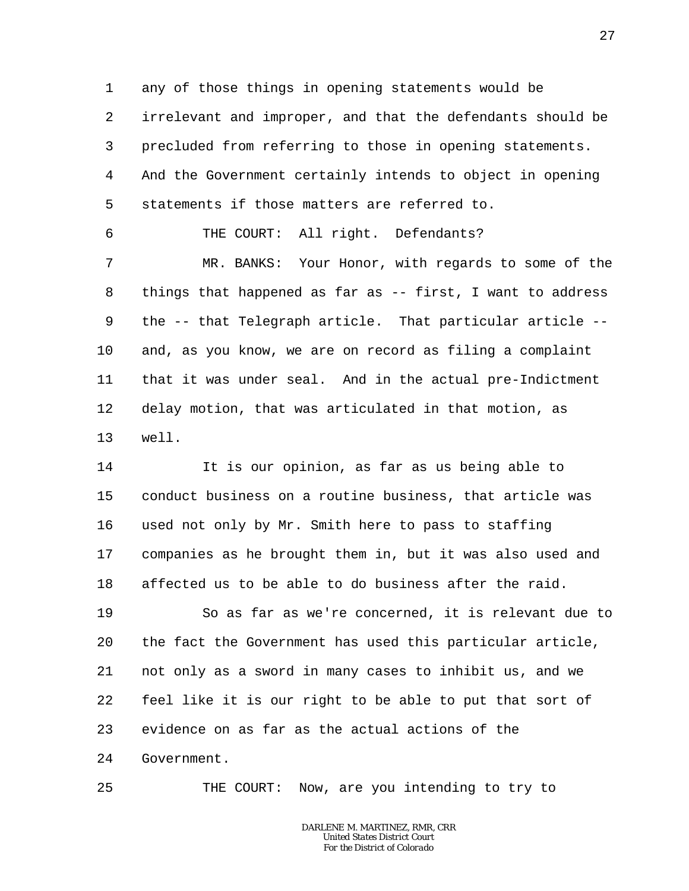any of those things in opening statements would be irrelevant and improper, and that the defendants should be precluded from referring to those in opening statements. And the Government certainly intends to object in opening statements if those matters are referred to.

THE COURT: All right. Defendants?

MR. BANKS: Your Honor, with regards to some of the things that happened as far as -- first, I want to address the -- that Telegraph article. That particular article -- and, as you know, we are on record as filing a complaint that it was under seal. And in the actual pre-Indictment delay motion, that was articulated in that motion, as well.

It is our opinion, as far as us being able to conduct business on a routine business, that article was used not only by Mr. Smith here to pass to staffing companies as he brought them in, but it was also used and affected us to be able to do business after the raid.

So as far as we're concerned, it is relevant due to the fact the Government has used this particular article, not only as a sword in many cases to inhibit us, and we feel like it is our right to be able to put that sort of evidence on as far as the actual actions of the Government.

THE COURT: Now, are you intending to try to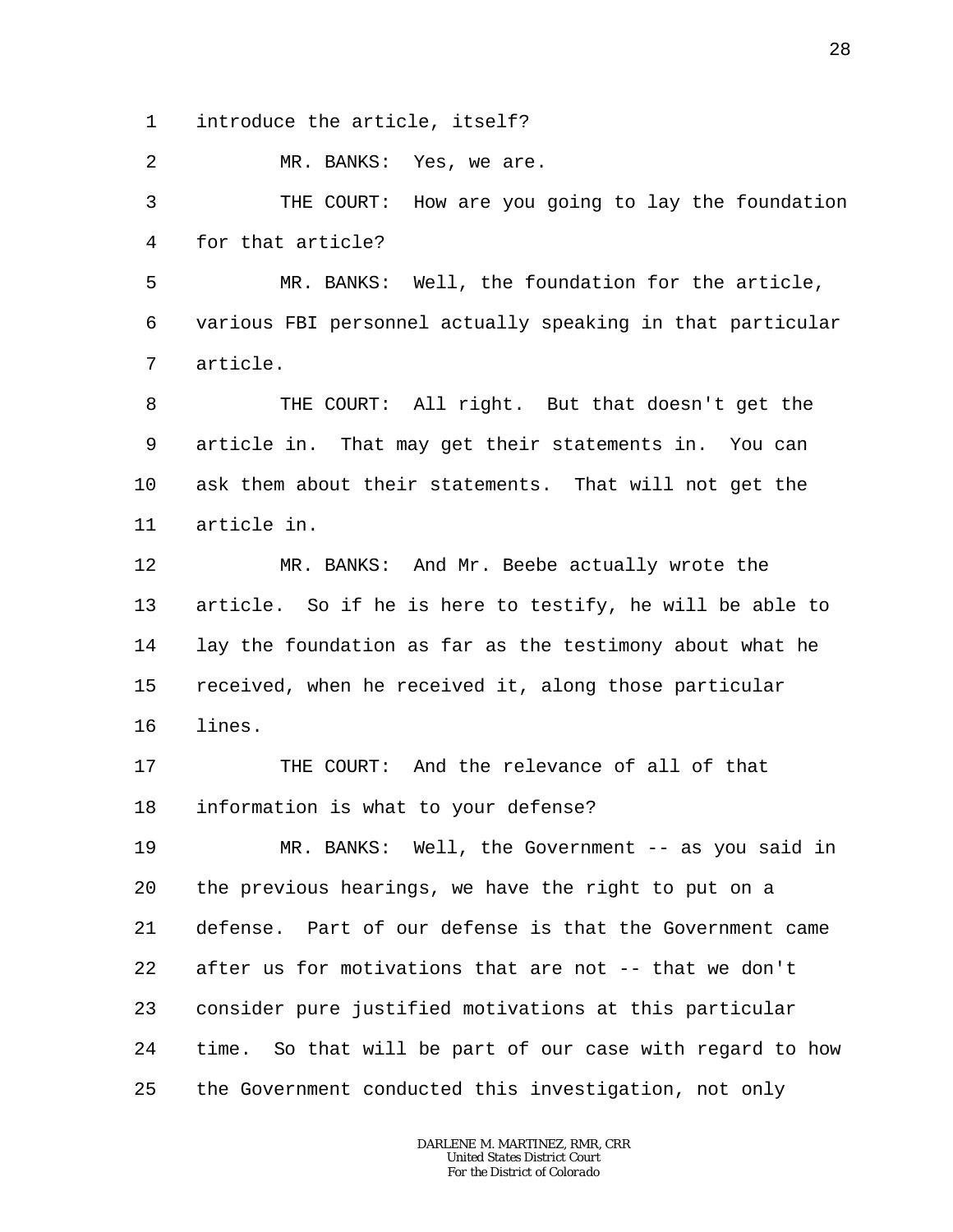1 introduce the article, itself?

2 MR. BANKS: Yes, we are.

3 THE COURT: How are you going to lay the foundation

4 for that article?

5 MR. BANKS: Well, the foundation for the article,

6 various FBI personnel actually speaking in that particular

7 article.

8 THE COURT: All right. But that doesn't get the

9 article in. That may get their statements in. You can

10 ask them about their statements. That will not get the

11 article in.

12 MR. BANKS: And Mr. Beebe actually wrote the

13 article. So if he is here to testify, he will be able to

14 lay the foundation as far as the testimony about what he

15 received, when he received it, along those particular

16 lines.

17 THE COURT: And the relevance of all of that

18 information is what to your defense?

19 MR. BANKS: Well, the Government -- as you said in

20 the previous hearings, we have the right to put on a

21 defense. Part of our defense is that the Government came

22 after us for motivations that are not -- that we don't

23 consider pure justified motivations at this particular

24 time. So that will be part of our case with regard to how

25 the Government conducted this investigation, not only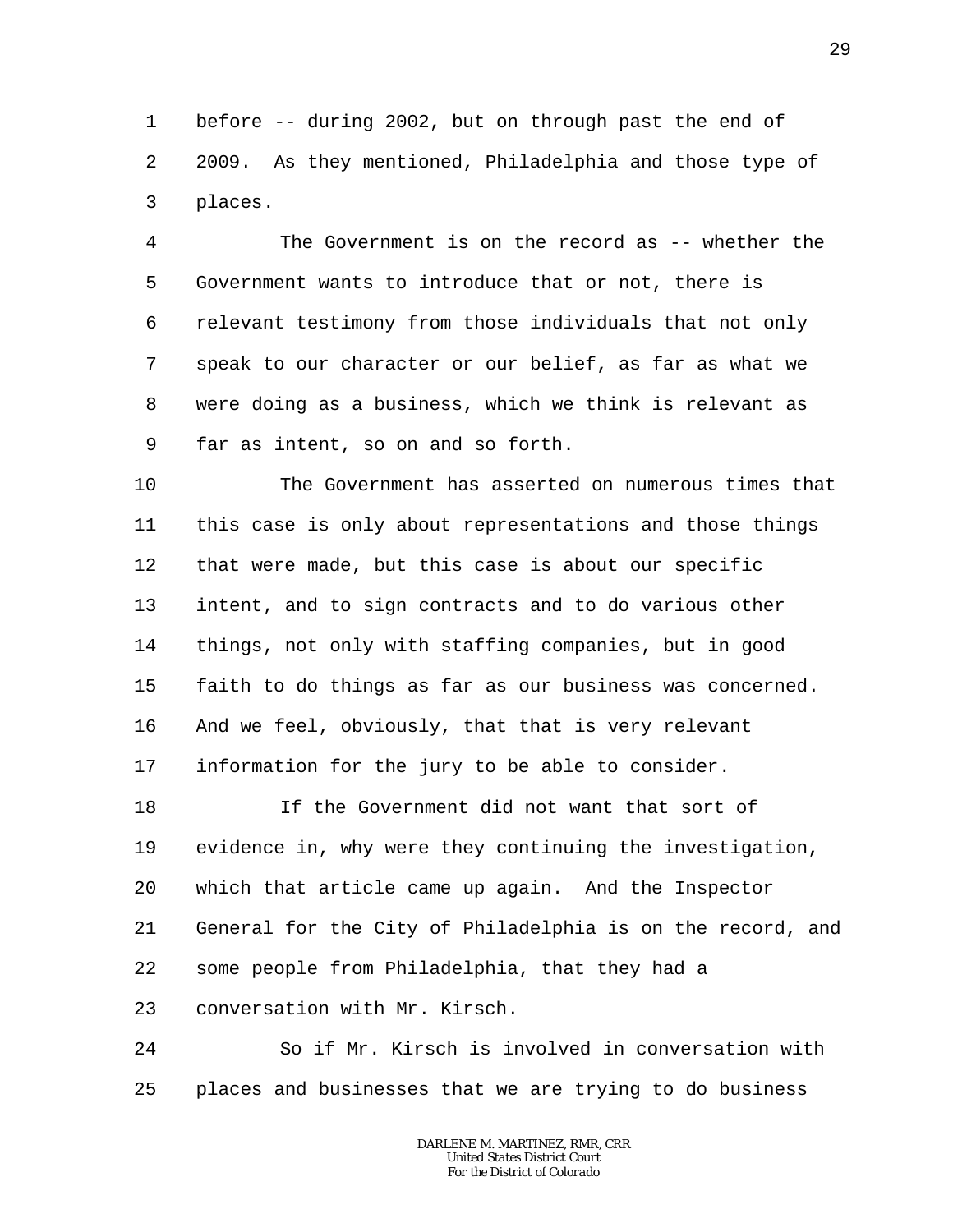before -- during 2002, but on through past the end of 2009. As they mentioned, Philadelphia and those type of places.

The Government is on the record as -- whether the Government wants to introduce that or not, there is relevant testimony from those individuals that not only speak to our character or our belief, as far as what we were doing as a business, which we think is relevant as far as intent, so on and so forth.

The Government has asserted on numerous times that this case is only about representations and those things that were made, but this case is about our specific intent, and to sign contracts and to do various other things, not only with staffing companies, but in good faith to do things as far as our business was concerned. And we feel, obviously, that that is very relevant information for the jury to be able to consider.

If the Government did not want that sort of evidence in, why were they continuing the investigation, which that article came up again. And the Inspector General for the City of Philadelphia is on the record, and some people from Philadelphia, that they had a conversation with Mr. Kirsch.

So if Mr. Kirsch is involved in conversation with places and businesses that we are trying to do business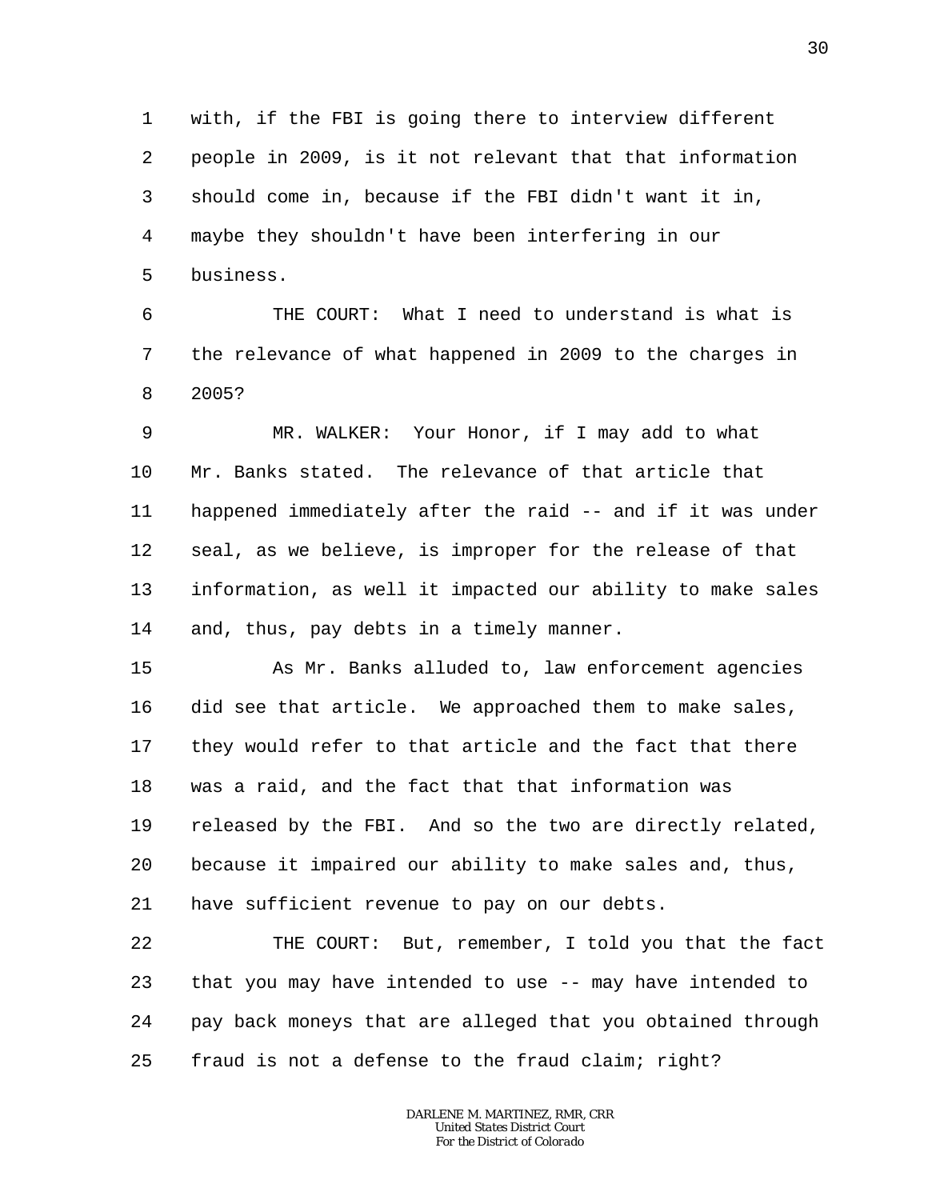with, if the FBI is going there to interview different people in 2009, is it not relevant that that information should come in, because if the FBI didn't want it in, maybe they shouldn't have been interfering in our business.

THE COURT: What I need to understand is what is the relevance of what happened in 2009 to the charges in 2005?

MR. WALKER: Your Honor, if I may add to what Mr. Banks stated. The relevance of that article that happened immediately after the raid -- and if it was under seal, as we believe, is improper for the release of that information, as well it impacted our ability to make sales and, thus, pay debts in a timely manner.

As Mr. Banks alluded to, law enforcement agencies did see that article. We approached them to make sales, they would refer to that article and the fact that there was a raid, and the fact that that information was released by the FBI. And so the two are directly related, because it impaired our ability to make sales and, thus, have sufficient revenue to pay on our debts.

THE COURT: But, remember, I told you that the fact that you may have intended to use -- may have intended to pay back moneys that are alleged that you obtained through fraud is not a defense to the fraud claim; right?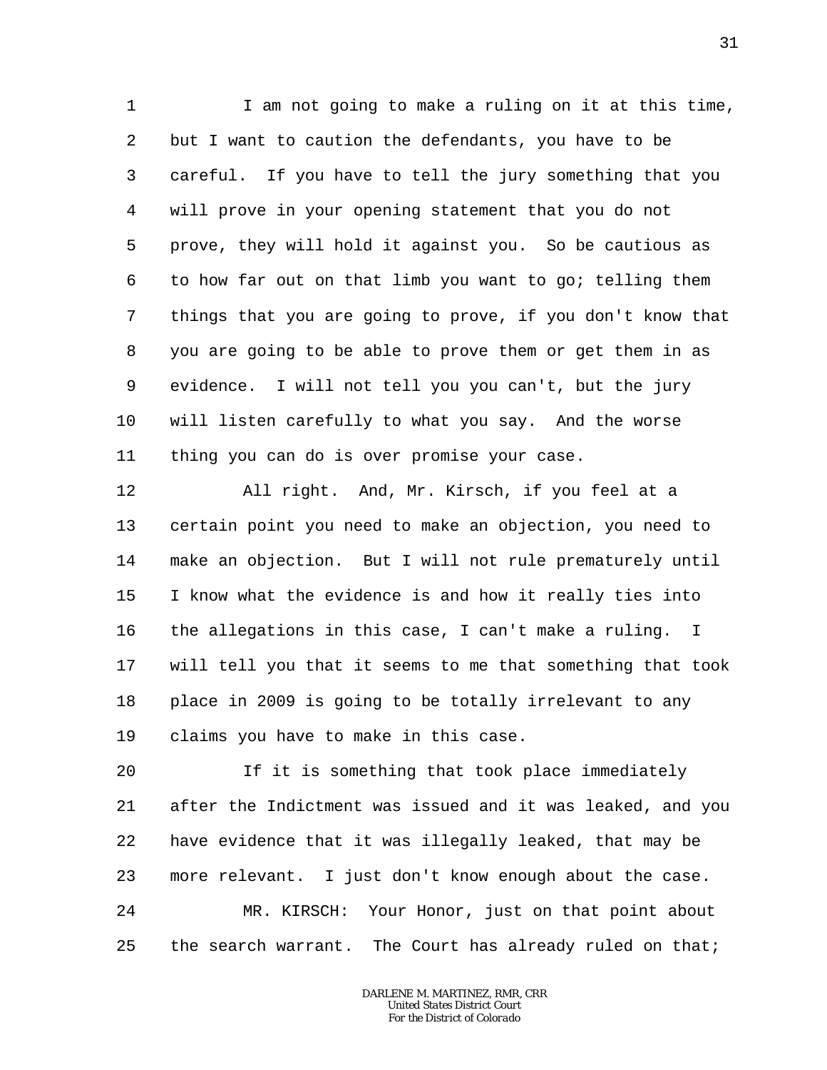1 I am not going to make a ruling on it at this time,
2 but I want to caution the defendants, you have to be
3 careful. If you have to tell the jury something that you
4 will prove in your opening statement that you do not
5 prove, they will hold it against you. So be cautious as
6 to how far out on that limb you want to go; telling them
7 things that you are going to prove, if you don't know that
8 you are going to be able to prove them or get them in as
9 evidence. I will not tell you you can't, but the jury
10 will listen carefully to what you say. And the worse
11 thing you can do is over promise your case.

12 All right. And, Mr. Kirsch, if you feel at a
13 certain point you need to make an objection, you need to
14 make an objection. But I will not rule prematurely until
15 I know what the evidence is and how it really ties into
16 the allegations in this case, I can't make a ruling. I
17 will tell you that it seems to me that something that took
18 place in 2009 is going to be totally irrelevant to any
19 claims you have to make in this case.

20 If it is something that took place immediately
21 after the Indictment was issued and it was leaked, and you
22 have evidence that it was illegally leaked, that may be
23 more relevant. I just don't know enough about the case.

24 MR. KIRSCH: Your Honor, just on that point about
25 the search warrant. The Court has already ruled on that;

DARLENE M. MARTINEZ, RMR, CRR
United States District Court
For the District of Colorado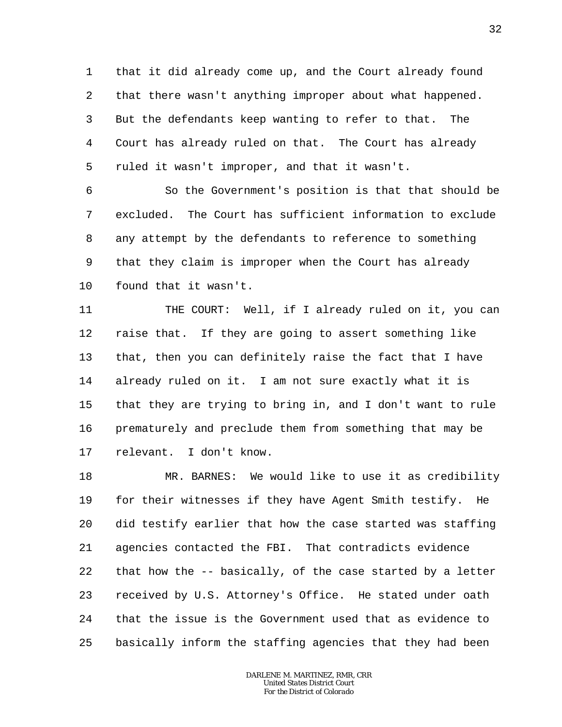that it did already come up, and the Court already found that there wasn't anything improper about what happened. But the defendants keep wanting to refer to that. The Court has already ruled on that. The Court has already ruled it wasn't improper, and that it wasn't.

So the Government's position is that that should be excluded. The Court has sufficient information to exclude any attempt by the defendants to reference to something that they claim is improper when the Court has already found that it wasn't.

THE COURT: Well, if I already ruled on it, you can raise that. If they are going to assert something like that, then you can definitely raise the fact that I have already ruled on it. I am not sure exactly what it is that they are trying to bring in, and I don't want to rule prematurely and preclude them from something that may be relevant. I don't know.

MR. BARNES: We would like to use it as credibility for their witnesses if they have Agent Smith testify. He did testify earlier that how the case started was staffing agencies contacted the FBI. That contradicts evidence that how the -- basically, of the case started by a letter received by U.S. Attorney's Office. He stated under oath that the issue is the Government used that as evidence to basically inform the staffing agencies that they had been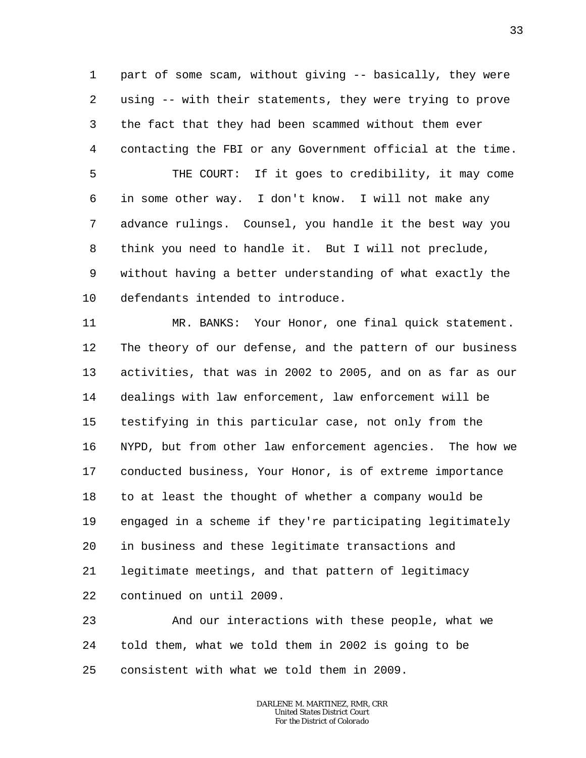part of some scam, without giving -- basically, they were using -- with their statements, they were trying to prove the fact that they had been scammed without them ever contacting the FBI or any Government official at the time.

THE COURT: If it goes to credibility, it may come in some other way. I don't know. I will not make any advance rulings. Counsel, you handle it the best way you think you need to handle it. But I will not preclude, without having a better understanding of what exactly the defendants intended to introduce.

MR. BANKS: Your Honor, one final quick statement. The theory of our defense, and the pattern of our business activities, that was in 2002 to 2005, and on as far as our dealings with law enforcement, law enforcement will be testifying in this particular case, not only from the NYPD, but from other law enforcement agencies. The how we conducted business, Your Honor, is of extreme importance to at least the thought of whether a company would be engaged in a scheme if they're participating legitimately in business and these legitimate transactions and legitimate meetings, and that pattern of legitimacy continued on until 2009.

And our interactions with these people, what we told them, what we told them in 2002 is going to be consistent with what we told them in 2009.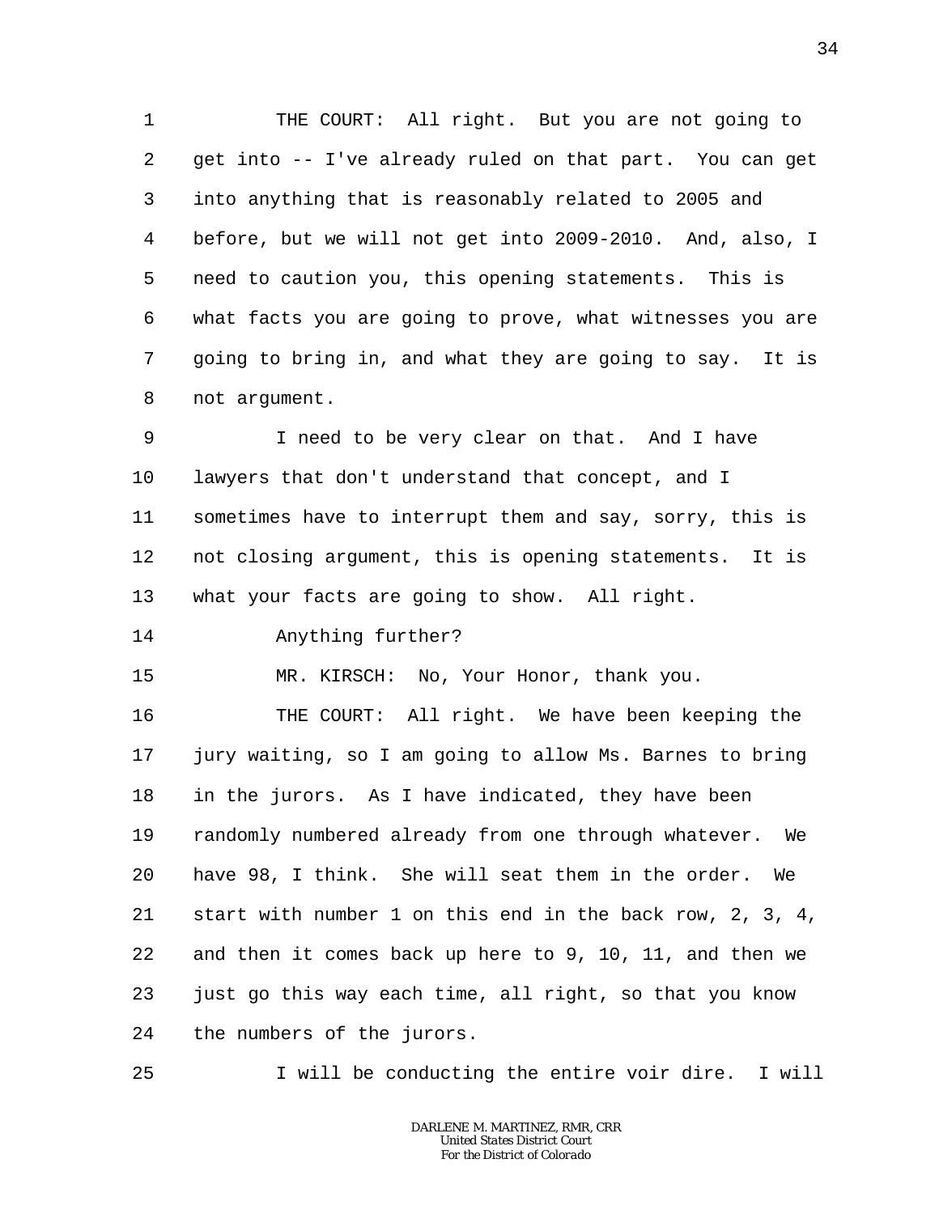THE COURT: All right. But you are not going to get into -- I've already ruled on that part. You can get into anything that is reasonably related to 2005 and before, but we will not get into 2009-2010. And, also, I need to caution you, this opening statements. This is what facts you are going to prove, what witnesses you are going to bring in, and what they are going to say. It is not argument.

I need to be very clear on that. And I have lawyers that don't understand that concept, and I sometimes have to interrupt them and say, sorry, this is not closing argument, this is opening statements. It is what your facts are going to show. All right.

Anything further?

MR. KIRSCH: No, Your Honor, thank you.

THE COURT: All right. We have been keeping the jury waiting, so I am going to allow Ms. Barnes to bring in the jurors. As I have indicated, they have been randomly numbered already from one through whatever. We have 98, I think. She will seat them in the order. We start with number 1 on this end in the back row, 2, 3, 4, and then it comes back up here to 9, 10, 11, and then we just go this way each time, all right, so that you know the numbers of the jurors.

I will be conducting the entire voir dire. I will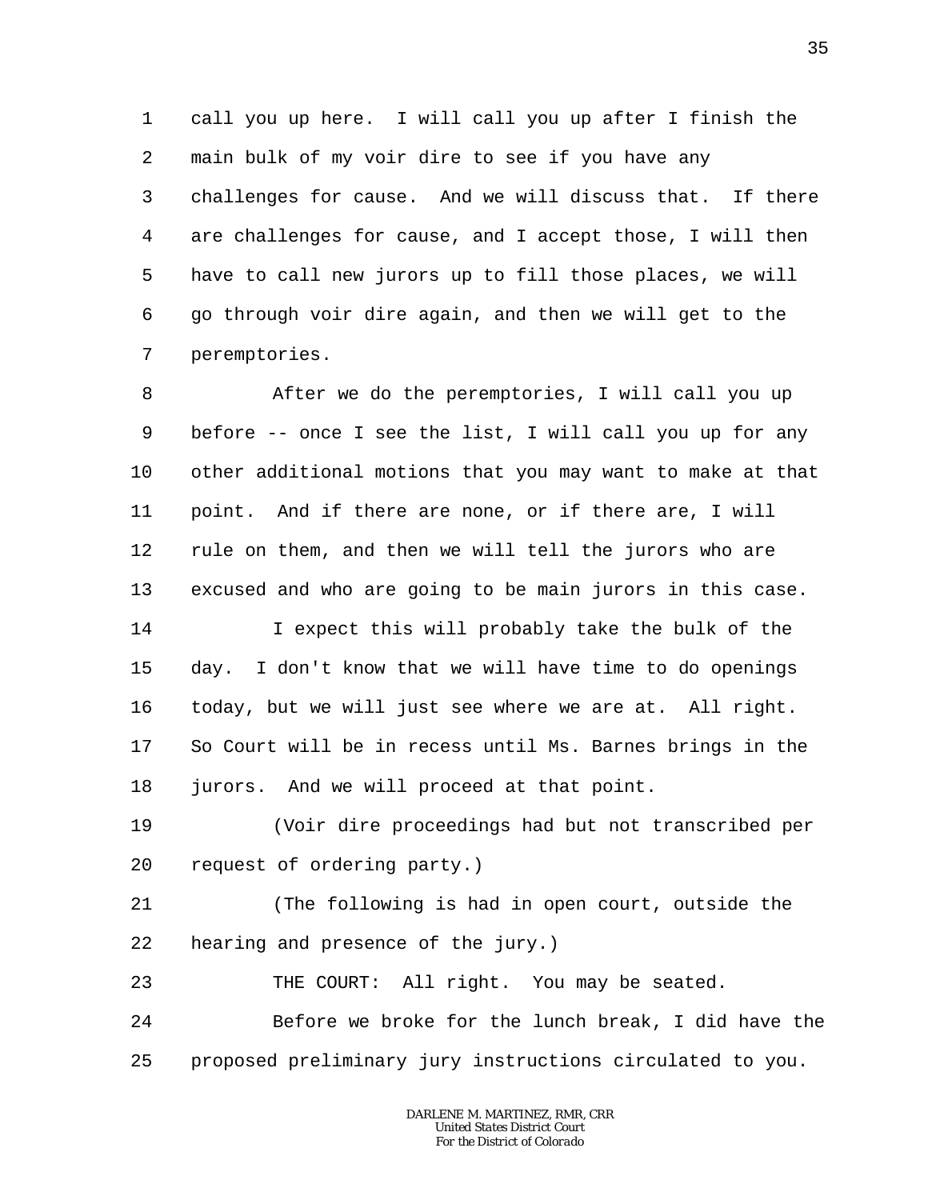call you up here. I will call you up after I finish the main bulk of my voir dire to see if you have any challenges for cause. And we will discuss that. If there are challenges for cause, and I accept those, I will then have to call new jurors up to fill those places, we will go through voir dire again, and then we will get to the peremptories.

After we do the peremptories, I will call you up before -- once I see the list, I will call you up for any other additional motions that you may want to make at that point. And if there are none, or if there are, I will rule on them, and then we will tell the jurors who are excused and who are going to be main jurors in this case.

I expect this will probably take the bulk of the day. I don't know that we will have time to do openings today, but we will just see where we are at. All right. So Court will be in recess until Ms. Barnes brings in the jurors. And we will proceed at that point.

(Voir dire proceedings had but not transcribed per request of ordering party.)

(The following is had in open court, outside the hearing and presence of the jury.)

THE COURT: All right. You may be seated.

Before we broke for the lunch break, I did have the proposed preliminary jury instructions circulated to you.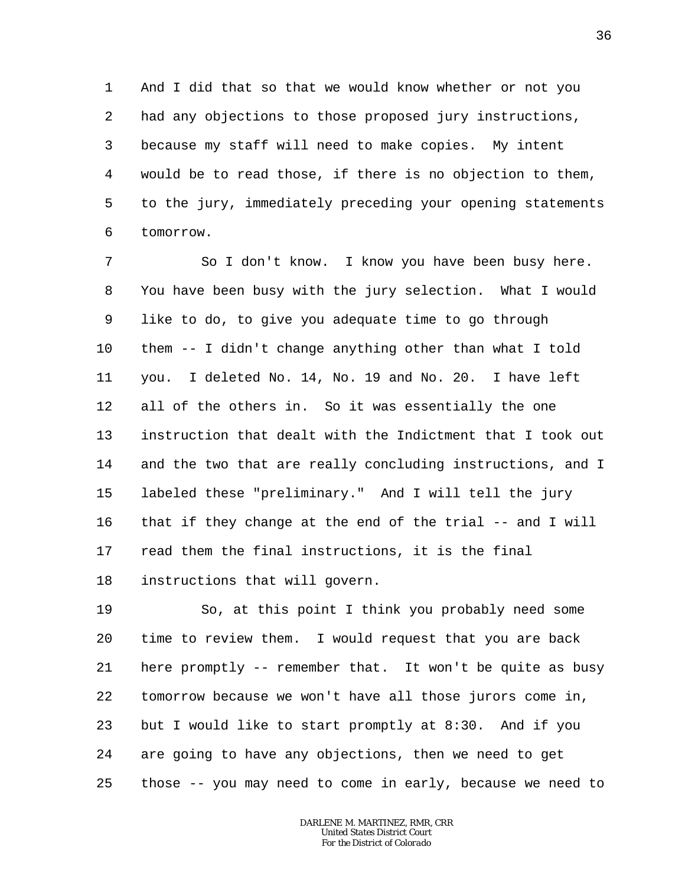1 And I did that so that we would know whether or not you
2 had any objections to those proposed jury instructions,
3 because my staff will need to make copies. My intent
4 would be to read those, if there is no objection to them,
5 to the jury, immediately preceding your opening statements
6 tomorrow.

7 So I don't know. I know you have been busy here.
8 You have been busy with the jury selection. What I would
9 like to do, to give you adequate time to go through
10 them -- I didn't change anything other than what I told
11 you. I deleted No. 14, No. 19 and No. 20. I have left
12 all of the others in. So it was essentially the one
13 instruction that dealt with the Indictment that I took out
14 and the two that are really concluding instructions, and I
15 labeled these "preliminary." And I will tell the jury
16 that if they change at the end of the trial -- and I will
17 read them the final instructions, it is the final
18 instructions that will govern.

19 So, at this point I think you probably need some
20 time to review them. I would request that you are back
21 here promptly -- remember that. It won't be quite as busy
22 tomorrow because we won't have all those jurors come in,
23 but I would like to start promptly at 8:30. And if you
24 are going to have any objections, then we need to get
25 those -- you may need to come in early, because we need to

DARLENE M. MARTINEZ, RMR, CRR
United States District Court
For the District of Colorado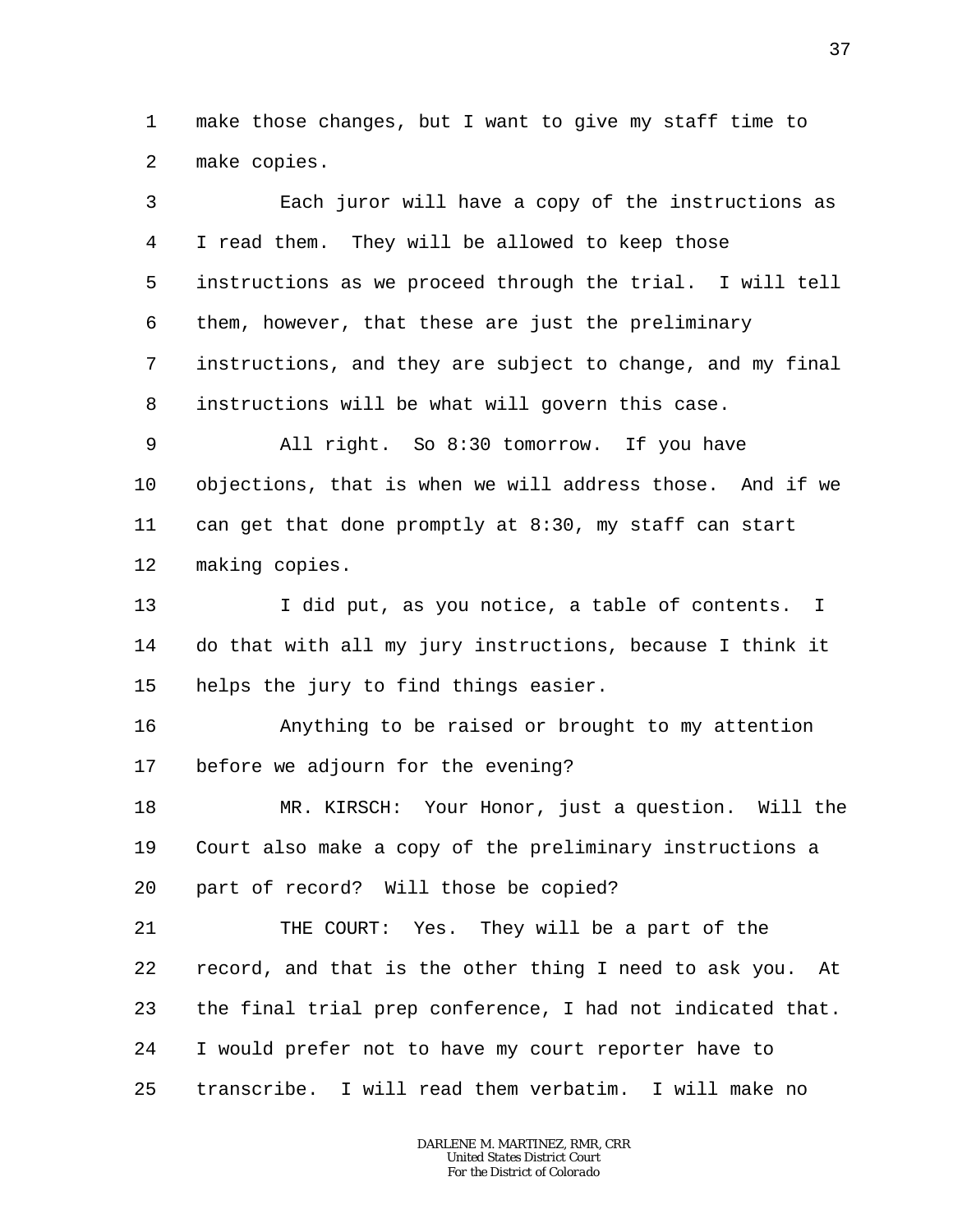make those changes, but I want to give my staff time to make copies.

Each juror will have a copy of the instructions as I read them. They will be allowed to keep those instructions as we proceed through the trial. I will tell them, however, that these are just the preliminary instructions, and they are subject to change, and my final instructions will be what will govern this case.

All right. So 8:30 tomorrow. If you have objections, that is when we will address those. And if we can get that done promptly at 8:30, my staff can start making copies.

I did put, as you notice, a table of contents. I do that with all my jury instructions, because I think it helps the jury to find things easier.

Anything to be raised or brought to my attention before we adjourn for the evening?

MR. KIRSCH: Your Honor, just a question. Will the Court also make a copy of the preliminary instructions a part of record? Will those be copied?

THE COURT: Yes. They will be a part of the record, and that is the other thing I need to ask you. At the final trial prep conference, I had not indicated that. I would prefer not to have my court reporter have to transcribe. I will read them verbatim. I will make no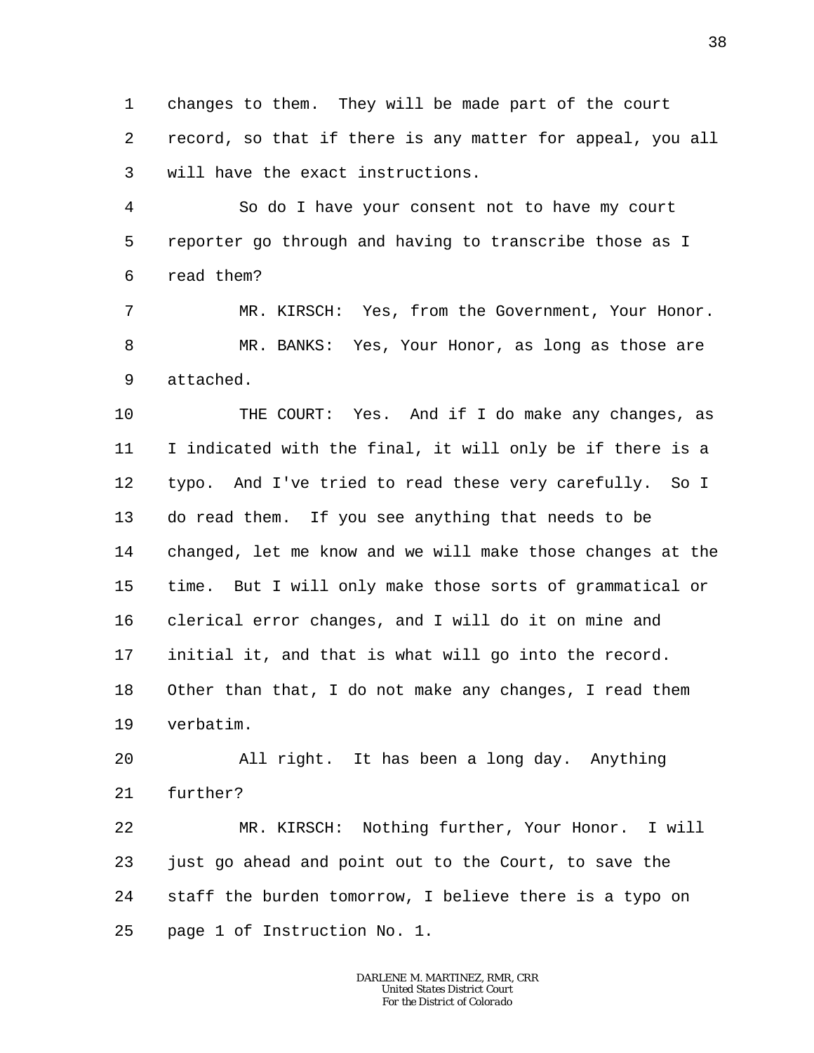changes to them. They will be made part of the court record, so that if there is any matter for appeal, you all will have the exact instructions.

So do I have your consent not to have my court reporter go through and having to transcribe those as I read them?

MR. KIRSCH: Yes, from the Government, Your Honor.

MR. BANKS: Yes, Your Honor, as long as those are attached.

THE COURT: Yes. And if I do make any changes, as I indicated with the final, it will only be if there is a typo. And I've tried to read these very carefully. So I do read them. If you see anything that needs to be changed, let me know and we will make those changes at the time. But I will only make those sorts of grammatical or clerical error changes, and I will do it on mine and initial it, and that is what will go into the record. Other than that, I do not make any changes, I read them verbatim.

All right. It has been a long day. Anything further?

MR. KIRSCH: Nothing further, Your Honor. I will just go ahead and point out to the Court, to save the staff the burden tomorrow, I believe there is a typo on page 1 of Instruction No. 1.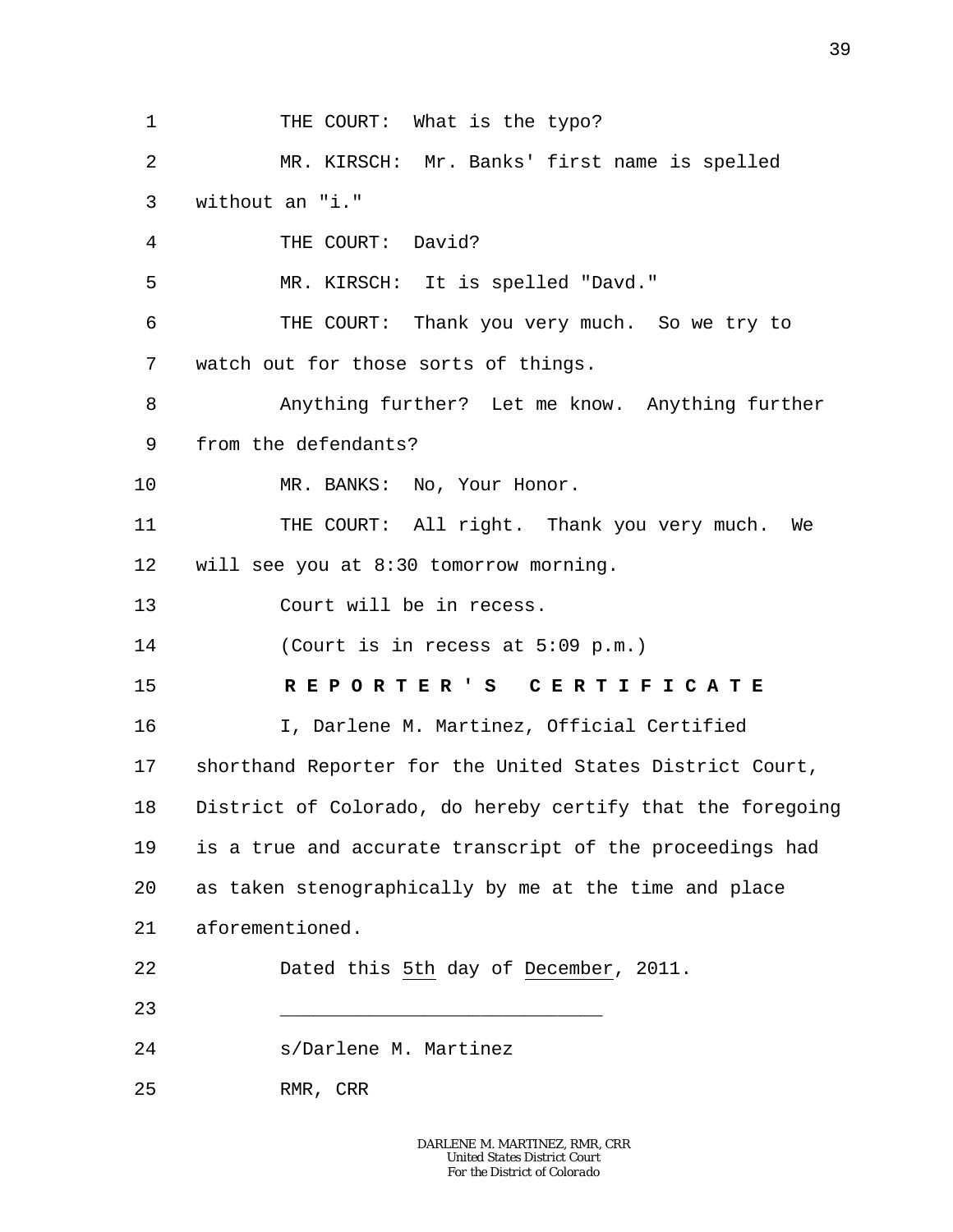1 THE COURT: What is the typo?

2 MR. KIRSCH: Mr. Banks' first name is spelled

3 without an "i."

4 THE COURT: David?

5 MR. KIRSCH: It is spelled "Davd."

6 THE COURT: Thank you very much. So we try to

7 watch out for those sorts of things.

8 Anything further? Let me know. Anything further

9 from the defendants?

10 MR. BANKS: No, Your Honor.

11 THE COURT: All right. Thank you very much. We

12 will see you at 8:30 tomorrow morning.

13 Court will be in recess.

14 (Court is in recess at 5:09 p.m.)

15 **R E P O R T E R ' S C E R T I F I C A T E**

16 I, Darlene M. Martinez, Official Certified

17 shorthand Reporter for the United States District Court,

18 District of Colorado, do hereby certify that the foregoing

19 is a true and accurate transcript of the proceedings had

20 as taken stenographically by me at the time and place

21 aforementioned.

22 Dated this 5th day of December, 2011.

23 ______________________________

24 s/Darlene M. Martinez

25 RMR, CRR

DARLENE M. MARTINEZ, RMR, CRR
United States District Court
For the District of Colorado